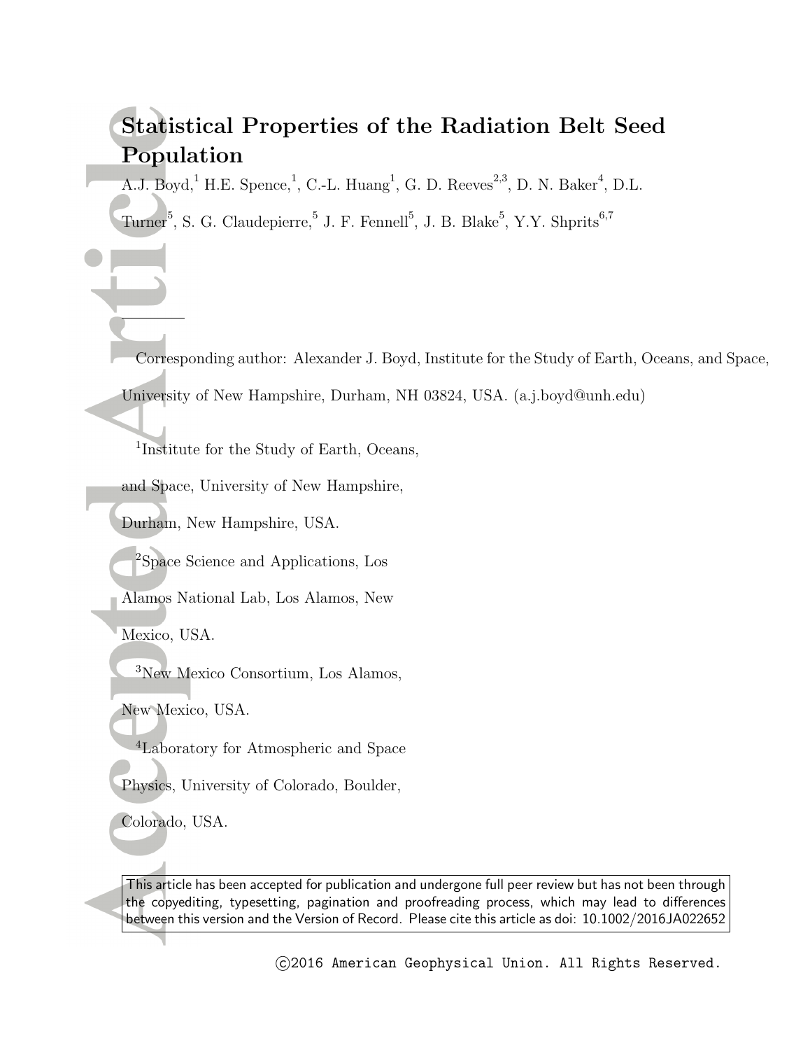# Statistical Properties of the Radiation Belt Seed Population

A.J. Boyd,[1] H.E. Spence,[1], C.-L. Huang[1], G. D. Reeves[2,3], D. N. Baker[4], D.L. Turner[5], S. G. Claudepierre,[5] J. F. Fennell[5], J. B. Blake[5], Y.Y. Shprits[6,7]

---

Corresponding author: Alexander J. Boyd, Institute for the Study of Earth, Oceans, and Space, University of New Hampshire, Durham, NH 03824, USA. (a.j.boyd@unh.edu)

[1]Institute for the Study of Earth, Oceans, and Space, University of New Hampshire, Durham, New Hampshire, USA.

[2]Space Science and Applications, Los Alamos National Lab, Los Alamos, New Mexico, USA.

[3]New Mexico Consortium, Los Alamos, New Mexico, USA.

[4]Laboratory for Atmospheric and Space Physics, University of Colorado, Boulder, Colorado, USA.

This article has been accepted for publication and undergone full peer review but has not been through the copyediting, typesetting, pagination and proofreading process, which may lead to differences between this version and the Version of Record. Please cite this article as doi: 10.1002/2016JA022652

©2016 American Geophysical Union. All Rights Reserved.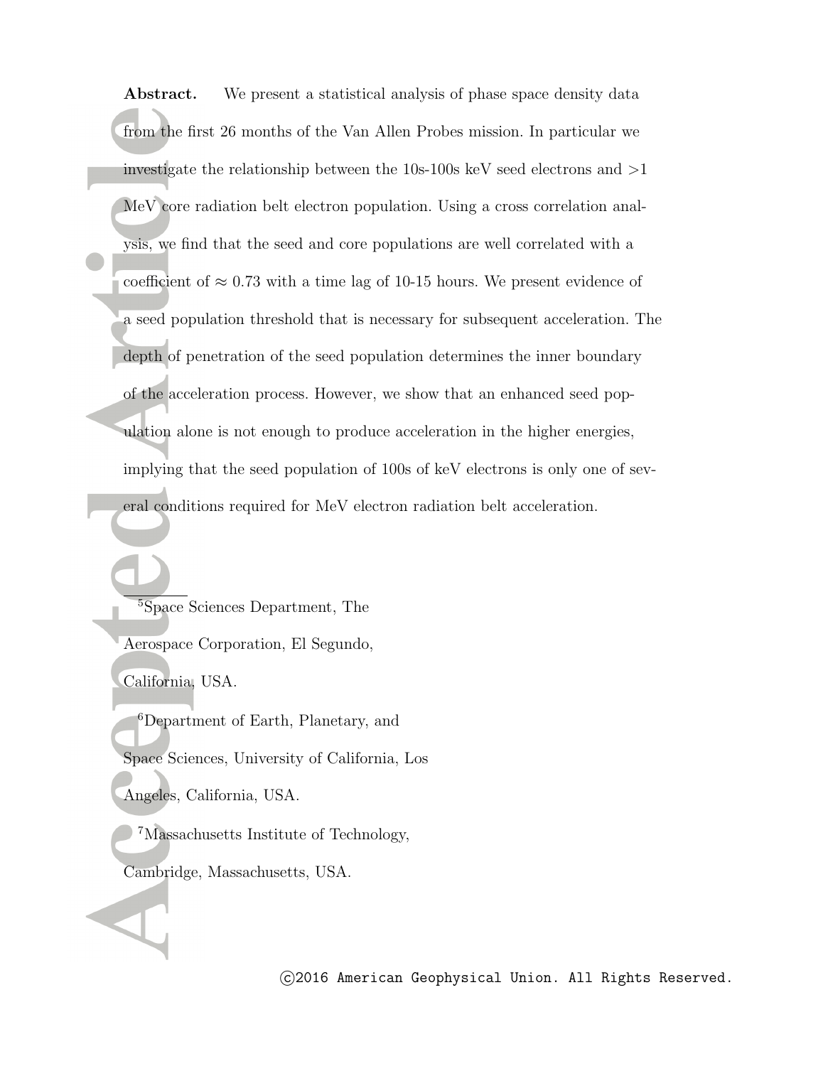**Abstract.** We present a statistical analysis of phase space density data from the first 26 months of the Van Allen Probes mission. In particular we investigate the relationship between the 10s-100s keV seed electrons and >1 MeV core radiation belt electron population. Using a cross correlation analysis, we find that the seed and core populations are well correlated with a coefficient of $\approx 0.73$ with a time lag of 10-15 hours. We present evidence of a seed population threshold that is necessary for subsequent acceleration. The depth of penetration of the seed population determines the inner boundary of the acceleration process. However, we show that an enhanced seed population alone is not enough to produce acceleration in the higher energies, implying that the seed population of 100s of keV electrons is only one of several conditions required for MeV electron radiation belt acceleration.

---

[5]Space Sciences Department, The Aerospace Corporation, El Segundo, California, USA.

[6]Department of Earth, Planetary, and Space Sciences, University of California, Los Angeles, California, USA.

[7]Massachusetts Institute of Technology, Cambridge, Massachusetts, USA.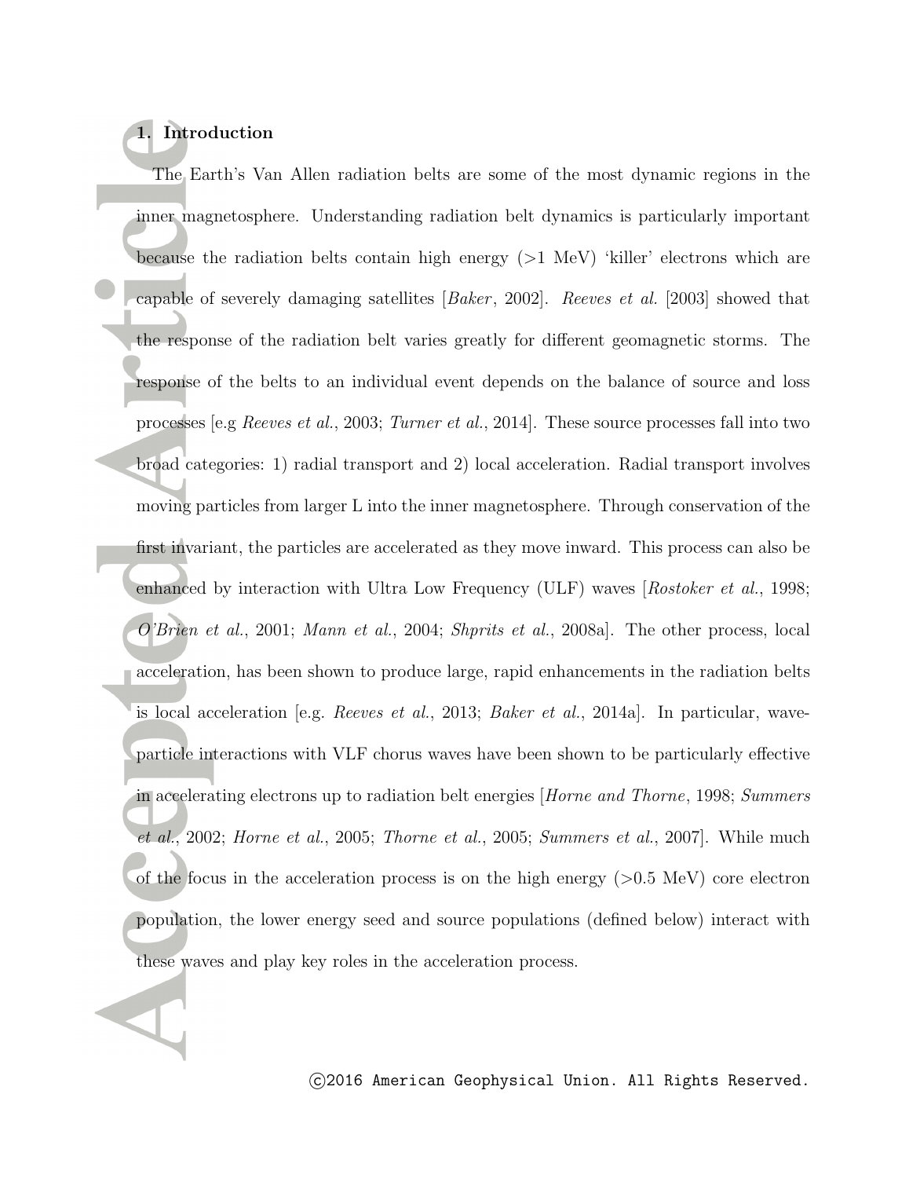## 1. Introduction

The Earth's Van Allen radiation belts are some of the most dynamic regions in the inner magnetosphere. Understanding radiation belt dynamics is particularly important because the radiation belts contain high energy (>1 MeV) 'killer' electrons which are capable of severely damaging satellites [*Baker*, 2002]. *Reeves et al.* [2003] showed that the response of the radiation belt varies greatly for different geomagnetic storms. The response of the belts to an individual event depends on the balance of source and loss processes [e.g *Reeves et al.*, 2003; *Turner et al.*, 2014]. These source processes fall into two broad categories: 1) radial transport and 2) local acceleration. Radial transport involves moving particles from larger L into the inner magnetosphere. Through conservation of the first invariant, the particles are accelerated as they move inward. This process can also be enhanced by interaction with Ultra Low Frequency (ULF) waves [*Rostoker et al.*, 1998; *O'Brien et al.*, 2001; *Mann et al.*, 2004; *Shprits et al.*, 2008a]. The other process, local acceleration, has been shown to produce large, rapid enhancements in the radiation belts is local acceleration [e.g. *Reeves et al.*, 2013; *Baker et al.*, 2014a]. In particular, wave-particle interactions with VLF chorus waves have been shown to be particularly effective in accelerating electrons up to radiation belt energies [*Horne and Thorne*, 1998; *Summers et al.*, 2002; *Horne et al.*, 2005; *Thorne et al.*, 2005; *Summers et al.*, 2007]. While much of the focus in the acceleration process is on the high energy (>0.5 MeV) core electron population, the lower energy seed and source populations (defined below) interact with these waves and play key roles in the acceleration process.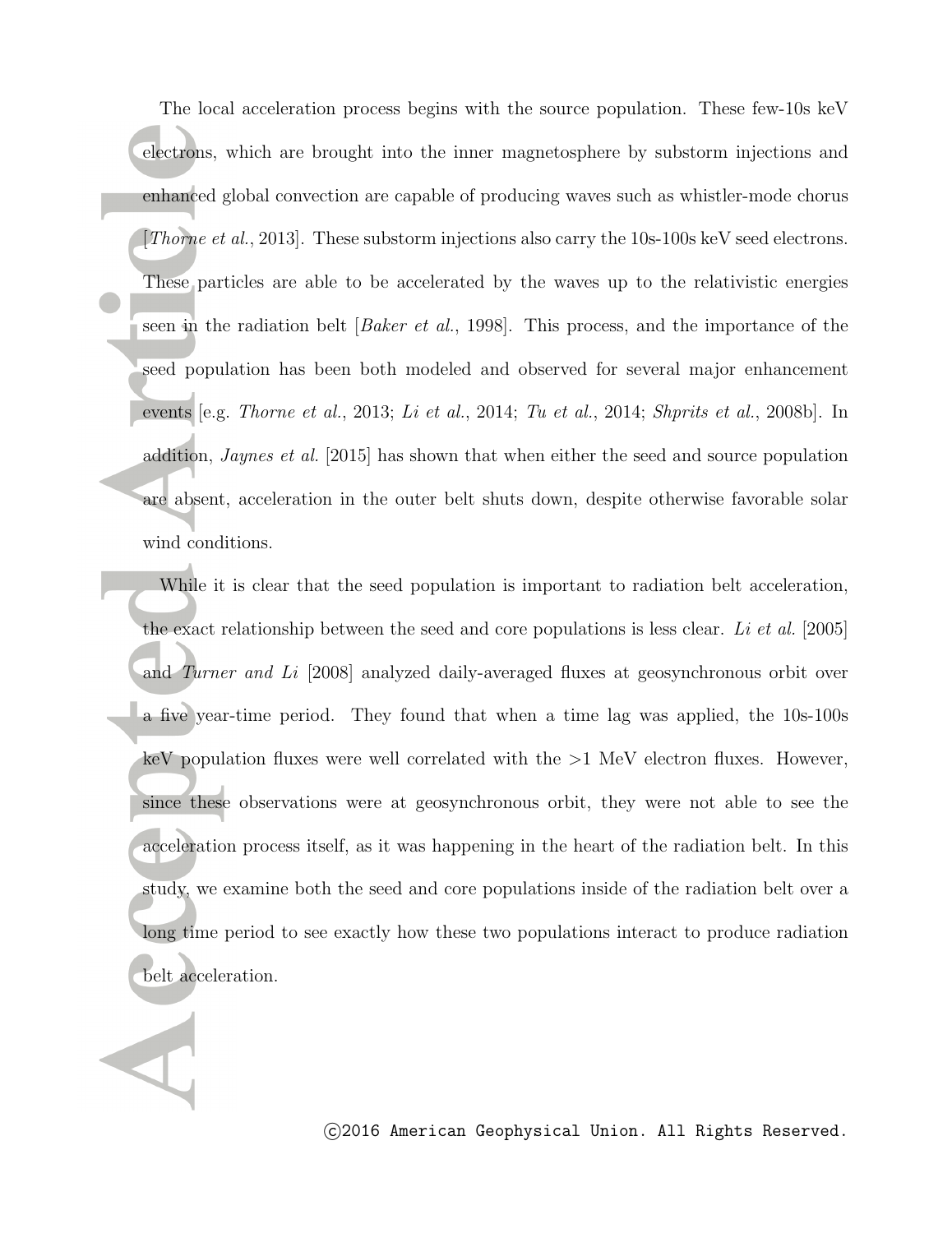The local acceleration process begins with the source population. These few-10s keV electrons, which are brought into the inner magnetosphere by substorm injections and enhanced global convection are capable of producing waves such as whistler-mode chorus [*Thorne et al.*, 2013]. These substorm injections also carry the 10s-100s keV seed electrons. These particles are able to be accelerated by the waves up to the relativistic energies seen in the radiation belt [*Baker et al.*, 1998]. This process, and the importance of the seed population has been both modeled and observed for several major enhancement events [e.g. *Thorne et al.*, 2013; *Li et al.*, 2014; *Tu et al.*, 2014; *Shprits et al.*, 2008b]. In addition, *Jaynes et al.* [2015] has shown that when either the seed and source population are absent, acceleration in the outer belt shuts down, despite otherwise favorable solar wind conditions.

While it is clear that the seed population is important to radiation belt acceleration, the exact relationship between the seed and core populations is less clear. *Li et al.* [2005] and *Turner and Li* [2008] analyzed daily-averaged fluxes at geosynchronous orbit over a five year-time period. They found that when a time lag was applied, the 10s-100s keV population fluxes were well correlated with the >1 MeV electron fluxes. However, since these observations were at geosynchronous orbit, they were not able to see the acceleration process itself, as it was happening in the heart of the radiation belt. In this study, we examine both the seed and core populations inside of the radiation belt over a long time period to see exactly how these two populations interact to produce radiation belt acceleration.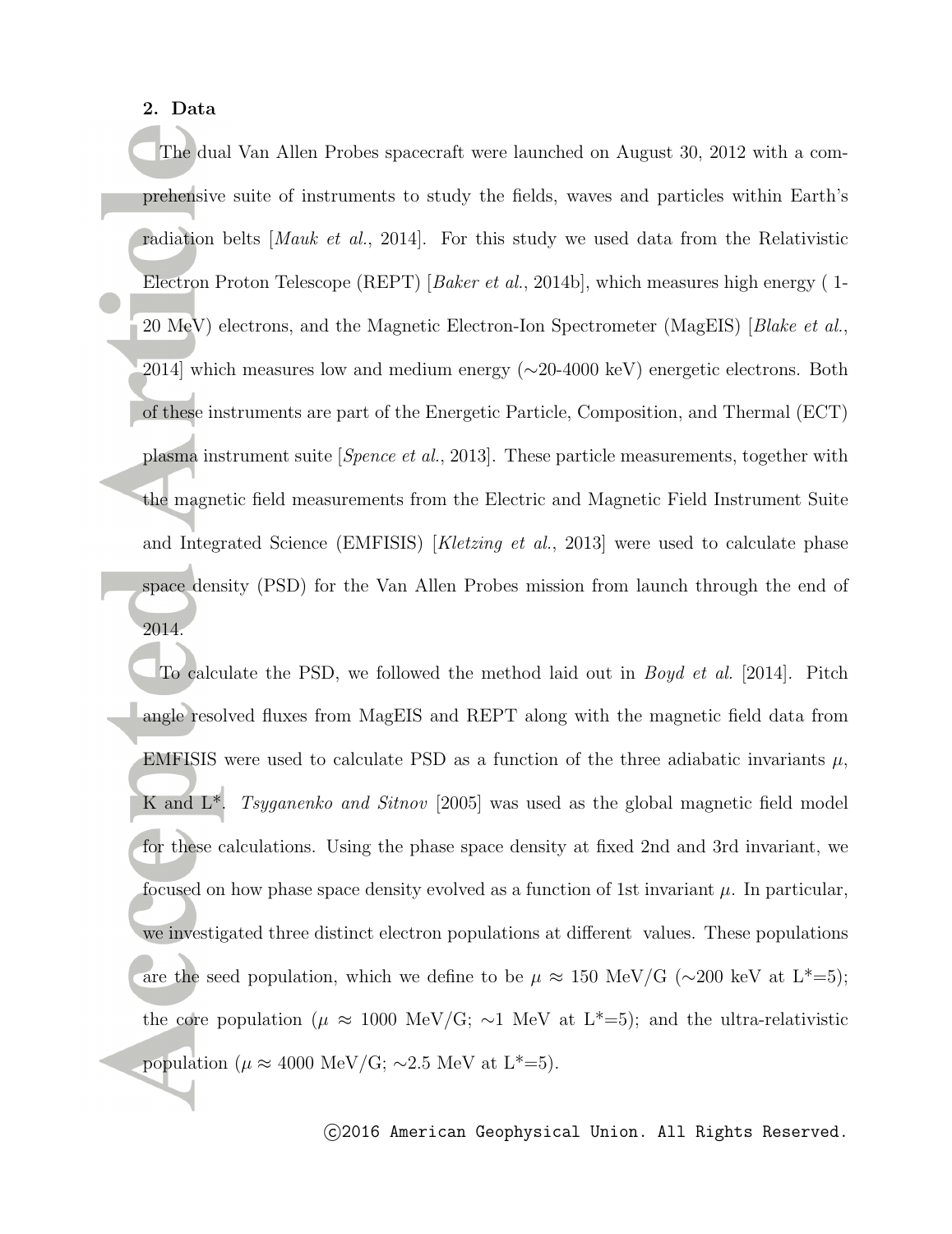## 2. Data

The dual Van Allen Probes spacecraft were launched on August 30, 2012 with a comprehensive suite of instruments to study the fields, waves and particles within Earth's radiation belts [*Mauk et al.*, 2014]. For this study we used data from the Relativistic Electron Proton Telescope (REPT) [*Baker et al.*, 2014b], which measures high energy ( 1-20 MeV) electrons, and the Magnetic Electron-Ion Spectrometer (MagEIS) [*Blake et al.*, 2014] which measures low and medium energy (∼20-4000 keV) energetic electrons. Both of these instruments are part of the Energetic Particle, Composition, and Thermal (ECT) plasma instrument suite [*Spence et al.*, 2013]. These particle measurements, together with the magnetic field measurements from the Electric and Magnetic Field Instrument Suite and Integrated Science (EMFISIS) [*Kletzing et al.*, 2013] were used to calculate phase space density (PSD) for the Van Allen Probes mission from launch through the end of 2014.

To calculate the PSD, we followed the method laid out in *Boyd et al.* [2014]. Pitch angle resolved fluxes from MagEIS and REPT along with the magnetic field data from EMFISIS were used to calculate PSD as a function of the three adiabatic invariants $\mu$, K and L*. *Tsyganenko and Sitnov* [2005] was used as the global magnetic field model for these calculations. Using the phase space density at fixed 2nd and 3rd invariant, we focused on how phase space density evolved as a function of 1st invariant $\mu$. In particular, we investigated three distinct electron populations at different values. These populations are the seed population, which we define to be $\mu \approx 150$ MeV/G (∼200 keV at L*=5); the core population ($\mu \approx 1000$ MeV/G; ∼1 MeV at L*=5); and the ultra-relativistic population ($\mu \approx 4000$ MeV/G; ∼2.5 MeV at L*=5).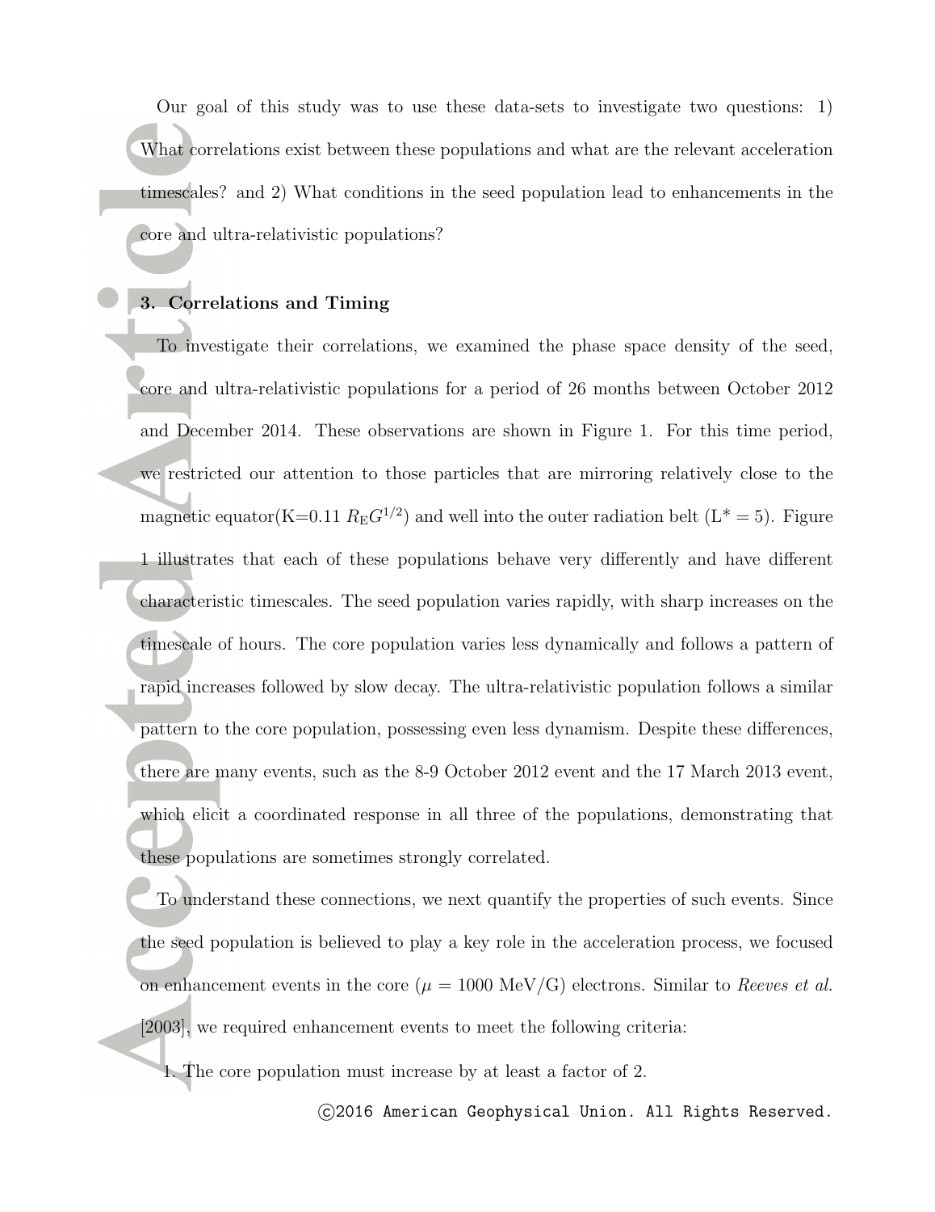Our goal of this study was to use these data-sets to investigate two questions: 1) What correlations exist between these populations and what are the relevant acceleration timescales? and 2) What conditions in the seed population lead to enhancements in the core and ultra-relativistic populations?

## 3. Correlations and Timing

To investigate their correlations, we examined the phase space density of the seed, core and ultra-relativistic populations for a period of 26 months between October 2012 and December 2014. These observations are shown in Figure 1. For this time period, we restricted our attention to those particles that are mirroring relatively close to the magnetic equator(K=0.11 $R_{\mathrm{E}}G^{1/2}$) and well into the outer radiation belt ($L^* = 5$). Figure 1 illustrates that each of these populations behave very differently and have different characteristic timescales. The seed population varies rapidly, with sharp increases on the timescale of hours. The core population varies less dynamically and follows a pattern of rapid increases followed by slow decay. The ultra-relativistic population follows a similar pattern to the core population, possessing even less dynamism. Despite these differences, there are many events, such as the 8-9 October 2012 event and the 17 March 2013 event, which elicit a coordinated response in all three of the populations, demonstrating that these populations are sometimes strongly correlated.

To understand these connections, we next quantify the properties of such events. Since the seed population is believed to play a key role in the acceleration process, we focused on enhancement events in the core ($\mu$ = 1000 MeV/G) electrons. Similar to *Reeves et al.* [2003], we required enhancement events to meet the following criteria:

1. The core population must increase by at least a factor of 2.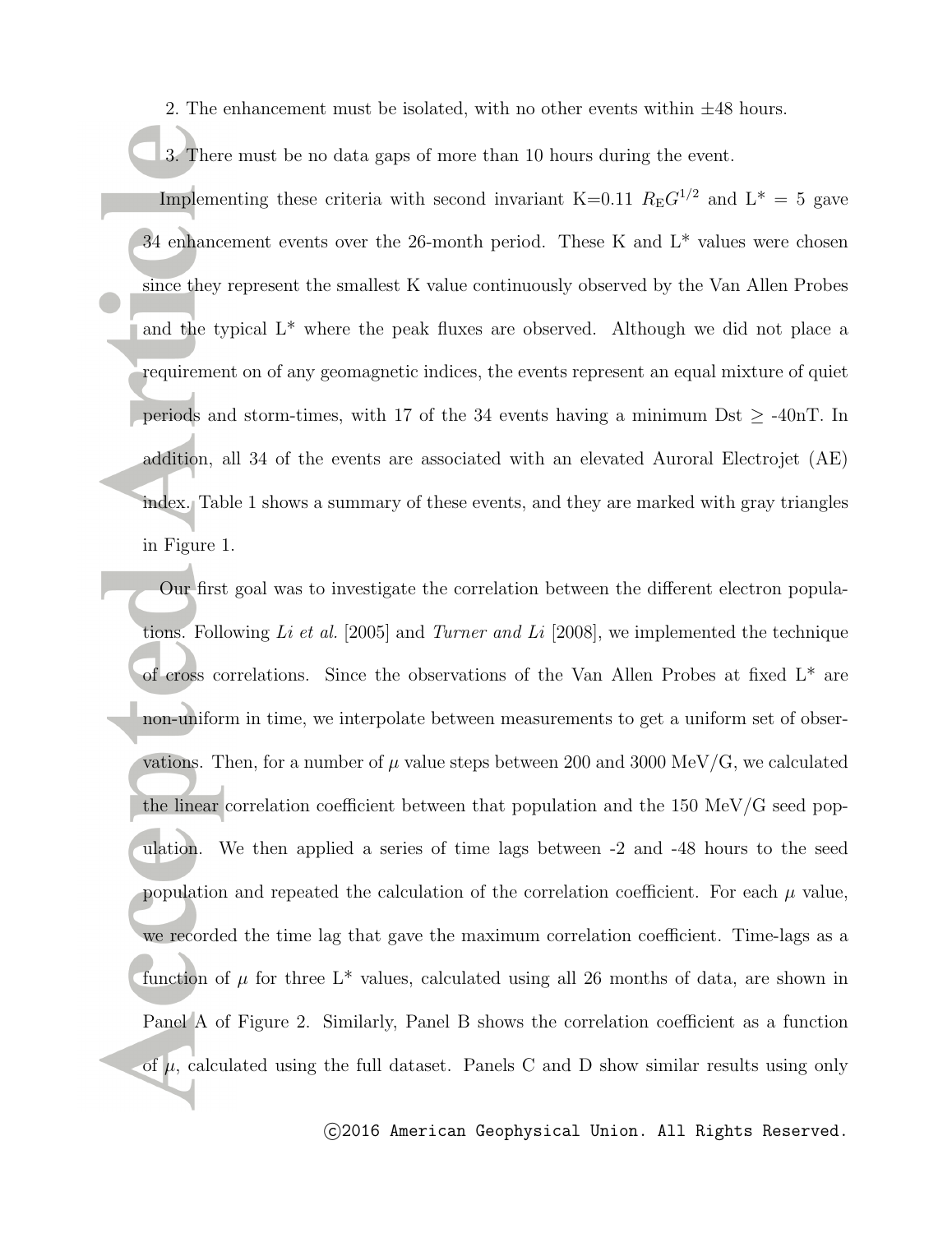2. The enhancement must be isolated, with no other events within ±48 hours.

3. There must be no data gaps of more than 10 hours during the event.

Implementing these criteria with second invariant K=0.11 $R_{\mathrm{E}}G^{1/2}$ and L* = 5 gave 34 enhancement events over the 26-month period. These K and L* values were chosen since they represent the smallest K value continuously observed by the Van Allen Probes and the typical L* where the peak fluxes are observed. Although we did not place a requirement on of any geomagnetic indices, the events represent an equal mixture of quiet periods and storm-times, with 17 of the 34 events having a minimum Dst ≥ -40nT. In addition, all 34 of the events are associated with an elevated Auroral Electrojet (AE) index. Table 1 shows a summary of these events, and they are marked with gray triangles in Figure 1.

Our first goal was to investigate the correlation between the different electron populations. Following *Li et al.* [2005] and *Turner and Li* [2008], we implemented the technique of cross correlations. Since the observations of the Van Allen Probes at fixed L* are non-uniform in time, we interpolate between measurements to get a uniform set of observations. Then, for a number of $\mu$ value steps between 200 and 3000 MeV/G, we calculated the linear correlation coefficient between that population and the 150 MeV/G seed population. We then applied a series of time lags between -2 and -48 hours to the seed population and repeated the calculation of the correlation coefficient. For each $\mu$ value, we recorded the time lag that gave the maximum correlation coefficient. Time-lags as a function of $\mu$ for three L* values, calculated using all 26 months of data, are shown in Panel A of Figure 2. Similarly, Panel B shows the correlation coefficient as a function of $\mu$, calculated using the full dataset. Panels C and D show similar results using only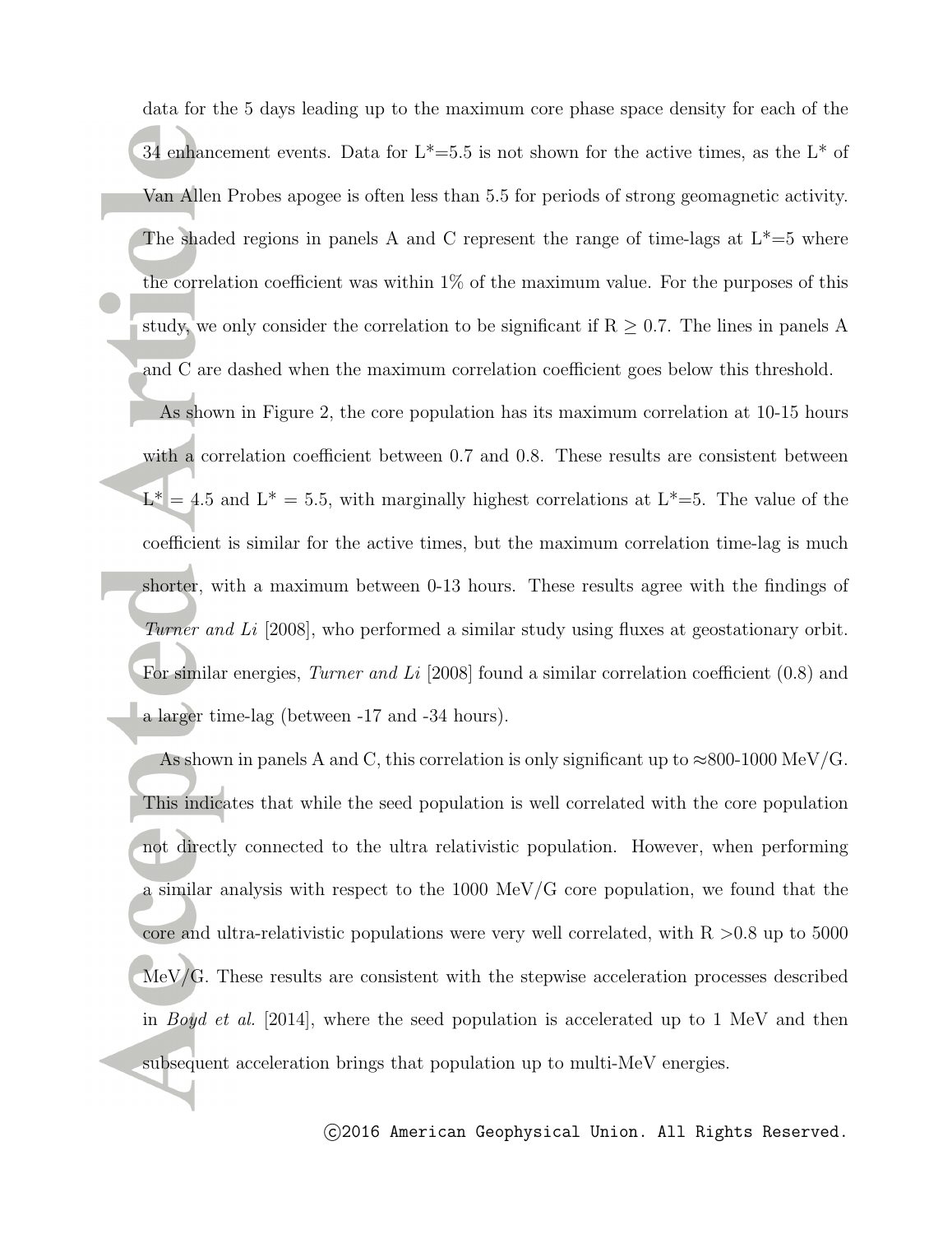data for the 5 days leading up to the maximum core phase space density for each of the 34 enhancement events. Data for L*=5.5 is not shown for the active times, as the L* of Van Allen Probes apogee is often less than 5.5 for periods of strong geomagnetic activity. The shaded regions in panels A and C represent the range of time-lags at L*=5 where the correlation coefficient was within 1% of the maximum value. For the purposes of this study, we only consider the correlation to be significant if $R \geq 0.7$. The lines in panels A and C are dashed when the maximum correlation coefficient goes below this threshold.

As shown in Figure 2, the core population has its maximum correlation at 10-15 hours with a correlation coefficient between 0.7 and 0.8. These results are consistent between L* = 4.5 and L* = 5.5, with marginally highest correlations at L*=5. The value of the coefficient is similar for the active times, but the maximum correlation time-lag is much shorter, with a maximum between 0-13 hours. These results agree with the findings of *Turner and Li* [2008], who performed a similar study using fluxes at geostationary orbit. For similar energies, *Turner and Li* [2008] found a similar correlation coefficient (0.8) and a larger time-lag (between -17 and -34 hours).

As shown in panels A and C, this correlation is only significant up to ≈800-1000 MeV/G. This indicates that while the seed population is well correlated with the core population not directly connected to the ultra relativistic population. However, when performing a similar analysis with respect to the 1000 MeV/G core population, we found that the core and ultra-relativistic populations were very well correlated, with $R > 0.8$ up to 5000 MeV/G. These results are consistent with the stepwise acceleration processes described in *Boyd et al.* [2014], where the seed population is accelerated up to 1 MeV and then subsequent acceleration brings that population up to multi-MeV energies.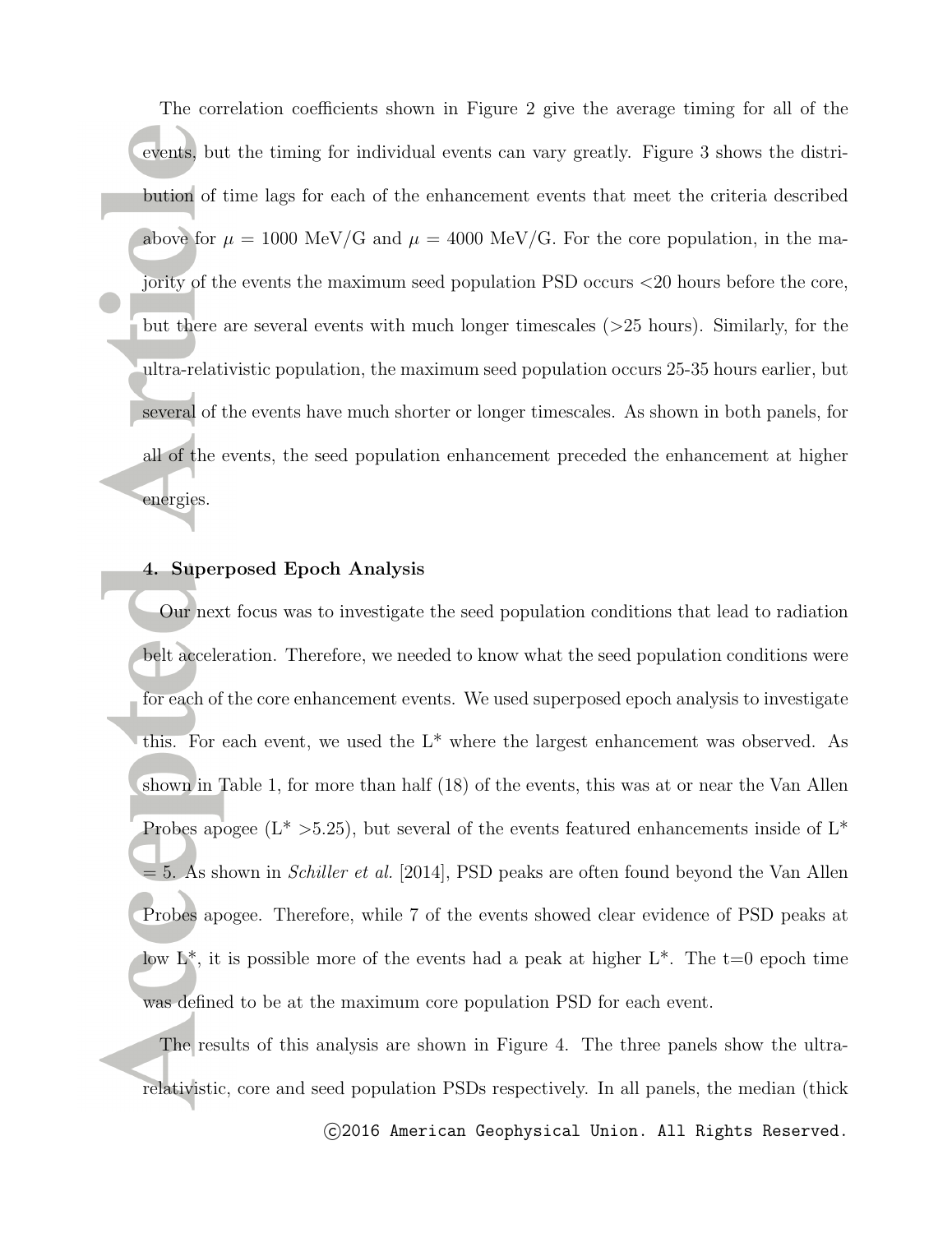The correlation coefficients shown in Figure 2 give the average timing for all of the events, but the timing for individual events can vary greatly. Figure 3 shows the distribution of time lags for each of the enhancement events that meet the criteria described above for $\mu$ = 1000 MeV/G and $\mu$ = 4000 MeV/G. For the core population, in the majority of the events the maximum seed population PSD occurs <20 hours before the core, but there are several events with much longer timescales (>25 hours). Similarly, for the ultra-relativistic population, the maximum seed population occurs 25-35 hours earlier, but several of the events have much shorter or longer timescales. As shown in both panels, for all of the events, the seed population enhancement preceded the enhancement at higher energies.

## 4. Superposed Epoch Analysis

Our next focus was to investigate the seed population conditions that lead to radiation belt acceleration. Therefore, we needed to know what the seed population conditions were for each of the core enhancement events. We used superposed epoch analysis to investigate this. For each event, we used the L* where the largest enhancement was observed. As shown in Table 1, for more than half (18) of the events, this was at or near the Van Allen Probes apogee (L* >5.25), but several of the events featured enhancements inside of L* = 5. As shown in *Schiller et al.* [2014], PSD peaks are often found beyond the Van Allen Probes apogee. Therefore, while 7 of the events showed clear evidence of PSD peaks at low L*, it is possible more of the events had a peak at higher L*. The t=0 epoch time was defined to be at the maximum core population PSD for each event.

The results of this analysis are shown in Figure 4. The three panels show the ultra-relativistic, core and seed population PSDs respectively. In all panels, the median (thick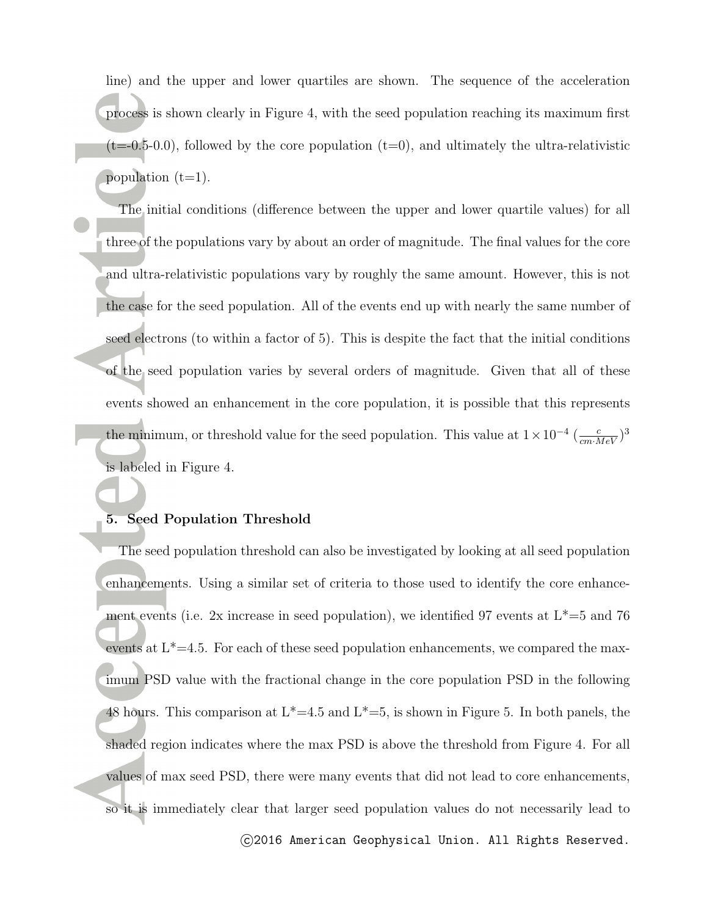line) and the upper and lower quartiles are shown. The sequence of the acceleration process is shown clearly in Figure 4, with the seed population reaching its maximum first (t=-0.5-0.0), followed by the core population (t=0), and ultimately the ultra-relativistic population (t=1).

The initial conditions (difference between the upper and lower quartile values) for all three of the populations vary by about an order of magnitude. The final values for the core and ultra-relativistic populations vary by roughly the same amount. However, this is not the case for the seed population. All of the events end up with nearly the same number of seed electrons (to within a factor of 5). This is despite the fact that the initial conditions of the seed population varies by several orders of magnitude. Given that all of these events showed an enhancement in the core population, it is possible that this represents the minimum, or threshold value for the seed population. This value at $1 \times 10^{-4}$ $(\frac{c}{cm \cdot MeV})^3$ is labeled in Figure 4.

## 5. Seed Population Threshold

The seed population threshold can also be investigated by looking at all seed population enhancements. Using a similar set of criteria to those used to identify the core enhancement events (i.e. 2x increase in seed population), we identified 97 events at L*=5 and 76 events at L*=4.5. For each of these seed population enhancements, we compared the maximum PSD value with the fractional change in the core population PSD in the following 48 hours. This comparison at L*=4.5 and L*=5, is shown in Figure 5. In both panels, the shaded region indicates where the max PSD is above the threshold from Figure 4. For all values of max seed PSD, there were many events that did not lead to core enhancements, so it is immediately clear that larger seed population values do not necessarily lead to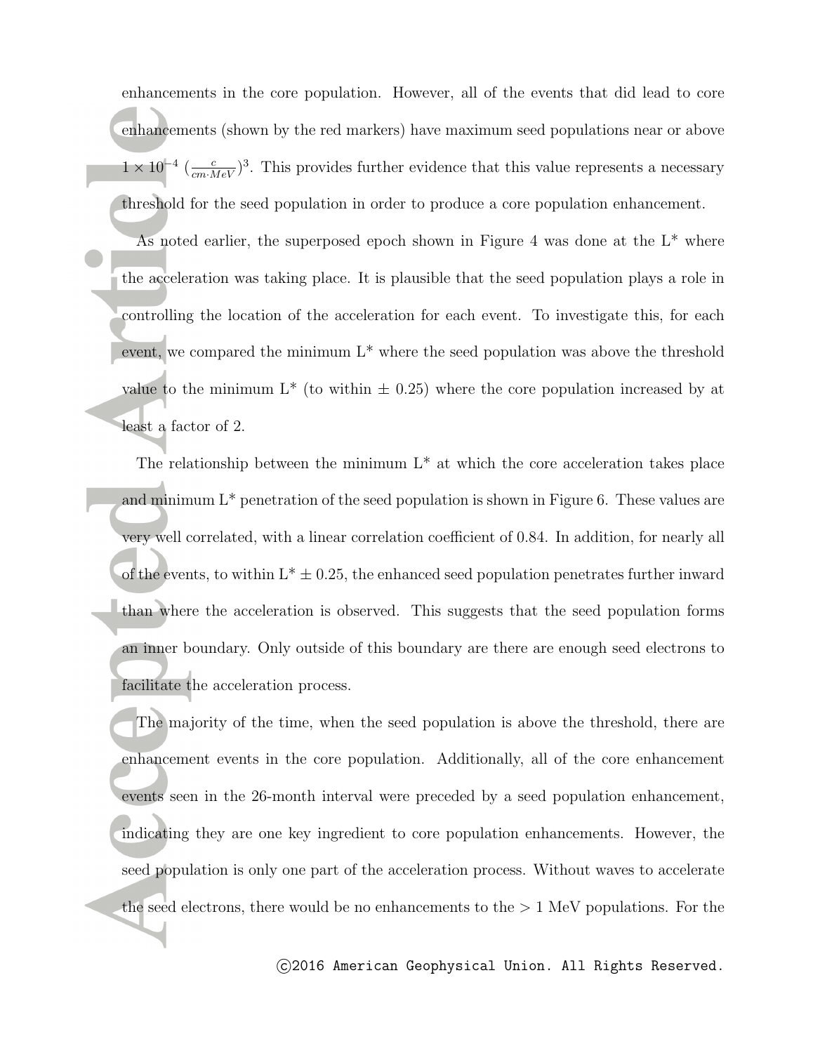enhancements in the core population. However, all of the events that did lead to core enhancements (shown by the red markers) have maximum seed populations near or above $1 \times 10^{-4}$ $(\frac{c}{cm \cdot MeV})^3$. This provides further evidence that this value represents a necessary threshold for the seed population in order to produce a core population enhancement.

As noted earlier, the superposed epoch shown in Figure 4 was done at the L* where the acceleration was taking place. It is plausible that the seed population plays a role in controlling the location of the acceleration for each event. To investigate this, for each event, we compared the minimum L* where the seed population was above the threshold value to the minimum L* (to within $\pm$ 0.25) where the core population increased by at least a factor of 2.

The relationship between the minimum L* at which the core acceleration takes place and minimum L* penetration of the seed population is shown in Figure 6. These values are very well correlated, with a linear correlation coefficient of 0.84. In addition, for nearly all of the events, to within L* $\pm$ 0.25, the enhanced seed population penetrates further inward than where the acceleration is observed. This suggests that the seed population forms an inner boundary. Only outside of this boundary are there are enough seed electrons to facilitate the acceleration process.

The majority of the time, when the seed population is above the threshold, there are enhancement events in the core population. Additionally, all of the core enhancement events seen in the 26-month interval were preceded by a seed population enhancement, indicating they are one key ingredient to core population enhancements. However, the seed population is only one part of the acceleration process. Without waves to accelerate the seed electrons, there would be no enhancements to the > 1 MeV populations. For the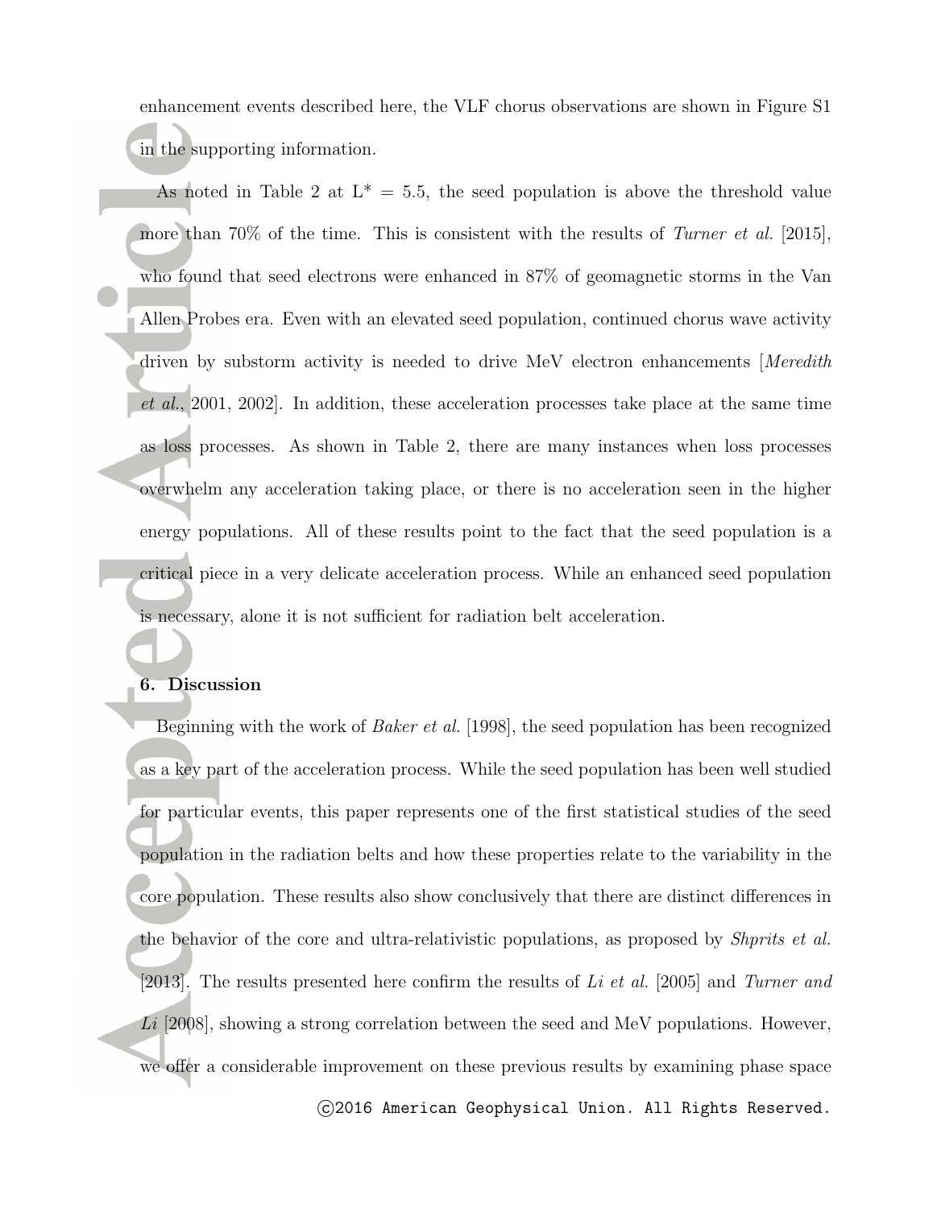enhancement events described here, the VLF chorus observations are shown in Figure S1 in the supporting information.

As noted in Table 2 at $L^* = 5.5$, the seed population is above the threshold value more than 70% of the time. This is consistent with the results of *Turner et al.* [2015], who found that seed electrons were enhanced in 87% of geomagnetic storms in the Van Allen Probes era. Even with an elevated seed population, continued chorus wave activity driven by substorm activity is needed to drive MeV electron enhancements [*Meredith et al.*, 2001, 2002]. In addition, these acceleration processes take place at the same time as loss processes. As shown in Table 2, there are many instances when loss processes overwhelm any acceleration taking place, or there is no acceleration seen in the higher energy populations. All of these results point to the fact that the seed population is a critical piece in a very delicate acceleration process. While an enhanced seed population is necessary, alone it is not sufficient for radiation belt acceleration.

## 6. Discussion

Beginning with the work of *Baker et al.* [1998], the seed population has been recognized as a key part of the acceleration process. While the seed population has been well studied for particular events, this paper represents one of the first statistical studies of the seed population in the radiation belts and how these properties relate to the variability in the core population. These results also show conclusively that there are distinct differences in the behavior of the core and ultra-relativistic populations, as proposed by *Shprits et al.* [2013]. The results presented here confirm the results of *Li et al.* [2005] and *Turner and Li* [2008], showing a strong correlation between the seed and MeV populations. However, we offer a considerable improvement on these previous results by examining phase space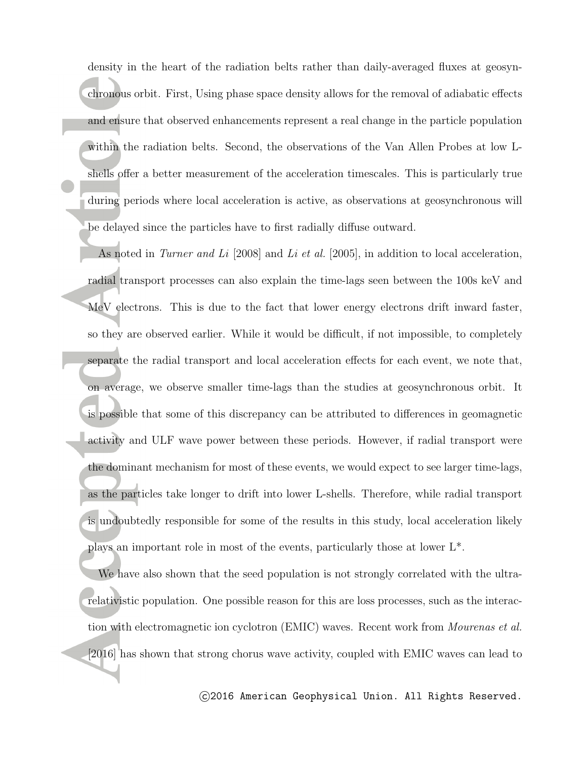density in the heart of the radiation belts rather than daily-averaged fluxes at geosynchronous orbit. First, Using phase space density allows for the removal of adiabatic effects and ensure that observed enhancements represent a real change in the particle population within the radiation belts. Second, the observations of the Van Allen Probes at low L-shells offer a better measurement of the acceleration timescales. This is particularly true during periods where local acceleration is active, as observations at geosynchronous will be delayed since the particles have to first radially diffuse outward.

As noted in *Turner and Li* [2008] and *Li et al.* [2005], in addition to local acceleration, radial transport processes can also explain the time-lags seen between the 100s keV and MeV electrons. This is due to the fact that lower energy electrons drift inward faster, so they are observed earlier. While it would be difficult, if not impossible, to completely separate the radial transport and local acceleration effects for each event, we note that, on average, we observe smaller time-lags than the studies at geosynchronous orbit. It is possible that some of this discrepancy can be attributed to differences in geomagnetic activity and ULF wave power between these periods. However, if radial transport were the dominant mechanism for most of these events, we would expect to see larger time-lags, as the particles take longer to drift into lower L-shells. Therefore, while radial transport is undoubtedly responsible for some of the results in this study, local acceleration likely plays an important role in most of the events, particularly those at lower $L^*$.

We have also shown that the seed population is not strongly correlated with the ultra-relativistic population. One possible reason for this are loss processes, such as the interaction with electromagnetic ion cyclotron (EMIC) waves. Recent work from *Mourenas et al.* [2016] has shown that strong chorus wave activity, coupled with EMIC waves can lead to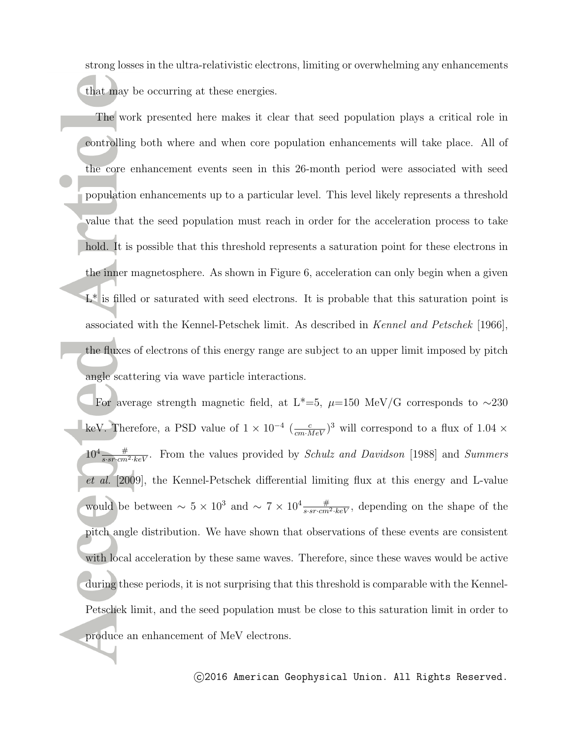strong losses in the ultra-relativistic electrons, limiting or overwhelming any enhancements that may be occurring at these energies.

The work presented here makes it clear that seed population plays a critical role in controlling both where and when core population enhancements will take place. All of the core enhancement events seen in this 26-month period were associated with seed population enhancements up to a particular level. This level likely represents a threshold value that the seed population must reach in order for the acceleration process to take hold. It is possible that this threshold represents a saturation point for these electrons in the inner magnetosphere. As shown in Figure 6, acceleration can only begin when a given $L^*$ is filled or saturated with seed electrons. It is probable that this saturation point is associated with the Kennel-Petschek limit. As described in *Kennel and Petschek* [1966], the fluxes of electrons of this energy range are subject to an upper limit imposed by pitch angle scattering via wave particle interactions.

For average strength magnetic field, at $L^*=5$, $\mu=150$ MeV/G corresponds to $\sim$230 keV. Therefore, a PSD value of $1 \times 10^{-4}$ $(\frac{c}{cm \cdot MeV})^3$ will correspond to a flux of $1.04 \times 10^4 \frac{\#}{s \cdot sr \cdot cm^2 \cdot keV}$. From the values provided by *Schulz and Davidson* [1988] and *Summers et al.* [2009], the Kennel-Petschek differential limiting flux at this energy and L-value would be between $\sim 5 \times 10^3$ and $\sim 7 \times 10^4 \frac{\#}{s \cdot sr \cdot cm^2 \cdot keV}$, depending on the shape of the pitch angle distribution. We have shown that observations of these events are consistent with local acceleration by these same waves. Therefore, since these waves would be active during these periods, it is not surprising that this threshold is comparable with the Kennel-Petschek limit, and the seed population must be close to this saturation limit in order to produce an enhancement of MeV electrons.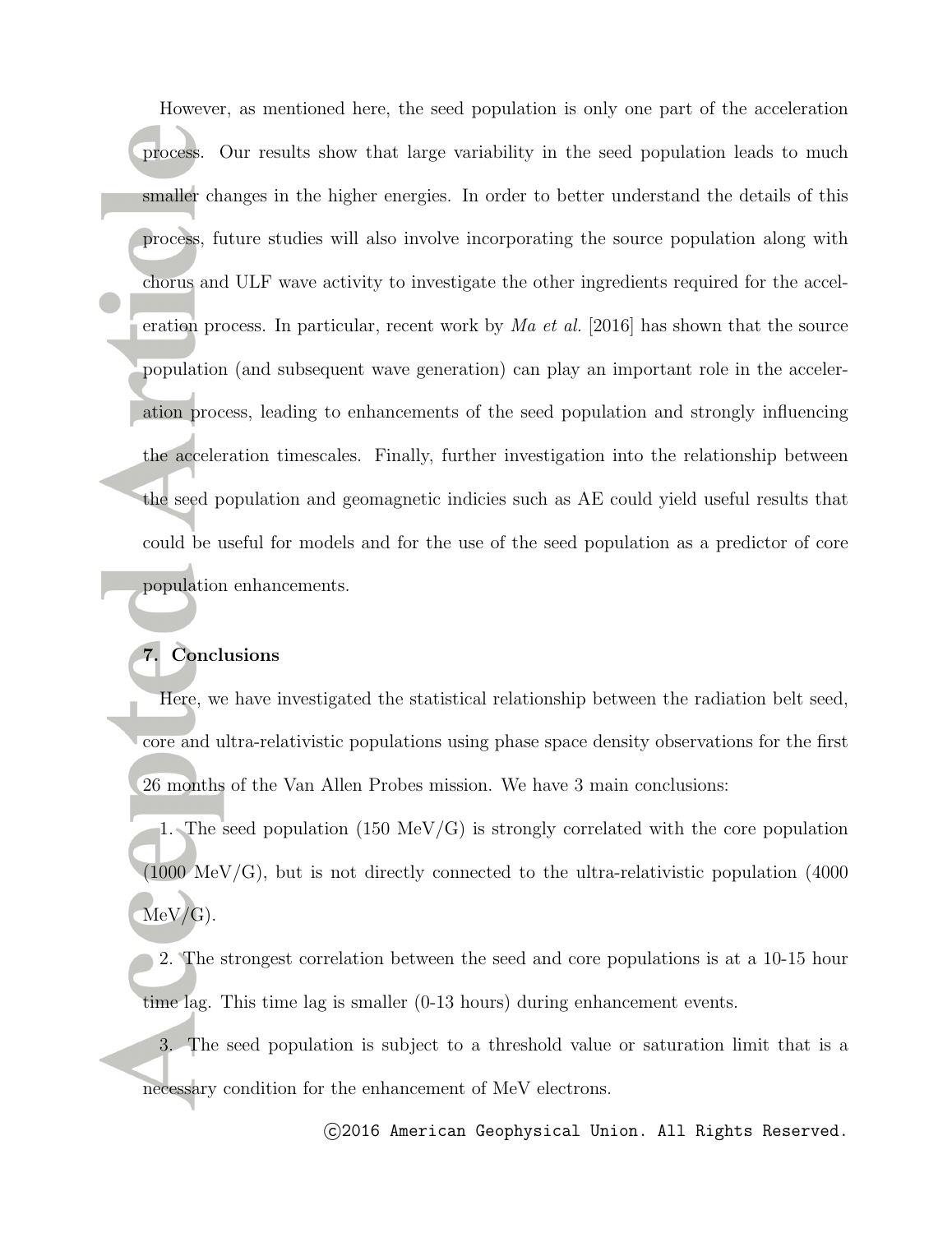However, as mentioned here, the seed population is only one part of the acceleration process. Our results show that large variability in the seed population leads to much smaller changes in the higher energies. In order to better understand the details of this process, future studies will also involve incorporating the source population along with chorus and ULF wave activity to investigate the other ingredients required for the acceleration process. In particular, recent work by *Ma et al.* [2016] has shown that the source population (and subsequent wave generation) can play an important role in the acceleration process, leading to enhancements of the seed population and strongly influencing the acceleration timescales. Finally, further investigation into the relationship between the seed population and geomagnetic indicies such as AE could yield useful results that could be useful for models and for the use of the seed population as a predictor of core population enhancements.

## 7. Conclusions

Here, we have investigated the statistical relationship between the radiation belt seed, core and ultra-relativistic populations using phase space density observations for the first 26 months of the Van Allen Probes mission. We have 3 main conclusions:

1. The seed population (150 MeV/G) is strongly correlated with the core population (1000 MeV/G), but is not directly connected to the ultra-relativistic population (4000 MeV/G).

2. The strongest correlation between the seed and core populations is at a 10-15 hour time lag. This time lag is smaller (0-13 hours) during enhancement events.

3. The seed population is subject to a threshold value or saturation limit that is a necessary condition for the enhancement of MeV electrons.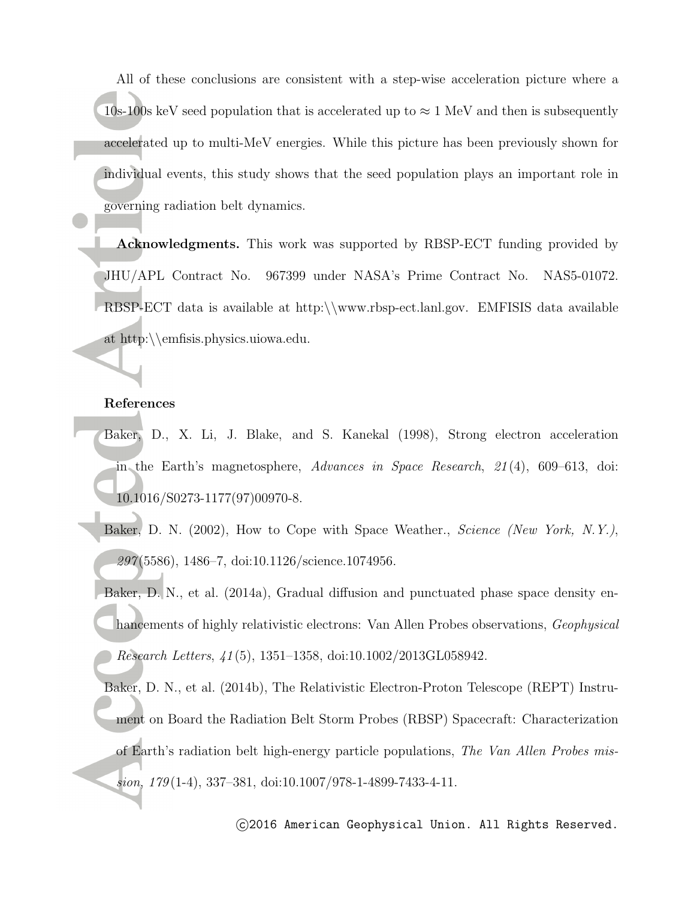All of these conclusions are consistent with a step-wise acceleration picture where a 10s-100s keV seed population that is accelerated up to $\approx 1$ MeV and then is subsequently accelerated up to multi-MeV energies. While this picture has been previously shown for individual events, this study shows that the seed population plays an important role in governing radiation belt dynamics.

**Acknowledgments.** This work was supported by RBSP-ECT funding provided by JHU/APL Contract No. 967399 under NASA's Prime Contract No. NAS5-01072. RBSP-ECT data is available at http:\\www.rbsp-ect.lanl.gov. EMFISIS data available at http:\\emfisis.physics.uiowa.edu.

## References

Baker, D., X. Li, J. Blake, and S. Kanekal (1998), Strong electron acceleration in the Earth's magnetosphere, *Advances in Space Research*, *21*(4), 609–613, doi: 10.1016/S0273-1177(97)00970-8.

Baker, D. N. (2002), How to Cope with Space Weather., *Science (New York, N.Y.)*, *297*(5586), 1486–7, doi:10.1126/science.1074956.

Baker, D. N., et al. (2014a), Gradual diffusion and punctuated phase space density enhancements of highly relativistic electrons: Van Allen Probes observations, *Geophysical Research Letters*, *41*(5), 1351–1358, doi:10.1002/2013GL058942.

Baker, D. N., et al. (2014b), The Relativistic Electron-Proton Telescope (REPT) Instrument on Board the Radiation Belt Storm Probes (RBSP) Spacecraft: Characterization of Earth's radiation belt high-energy particle populations, *The Van Allen Probes mission*, *179*(1-4), 337–381, doi:10.1007/978-1-4899-7433-4-11.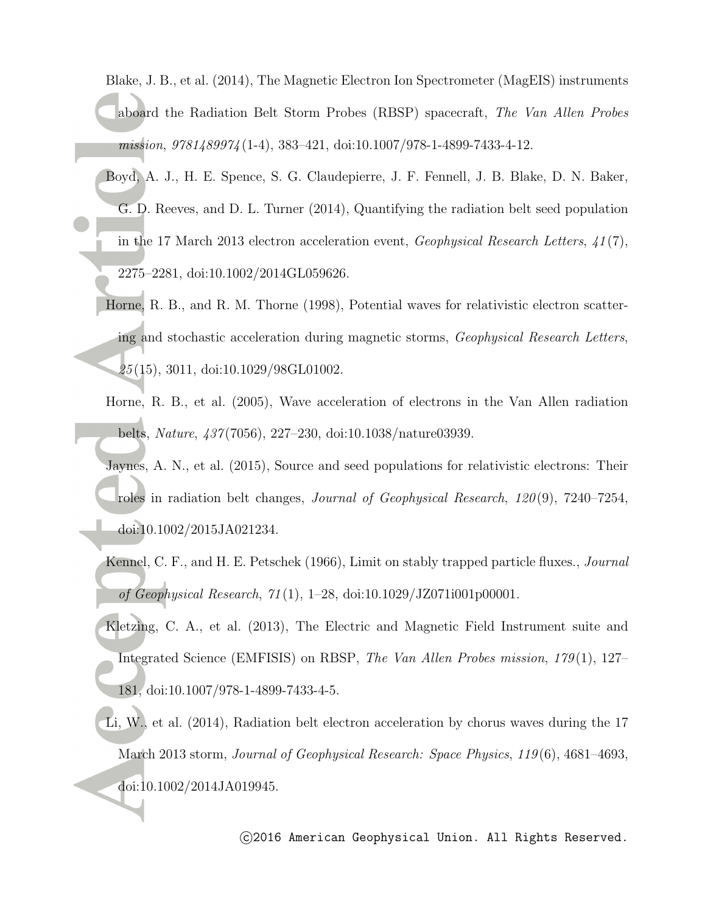Blake, J. B., et al. (2014), The Magnetic Electron Ion Spectrometer (MagEIS) instruments aboard the Radiation Belt Storm Probes (RBSP) spacecraft, *The Van Allen Probes mission*, *9781489974*(1-4), 383–421, doi:10.1007/978-1-4899-7433-4-12.

Boyd, A. J., H. E. Spence, S. G. Claudepierre, J. F. Fennell, J. B. Blake, D. N. Baker, G. D. Reeves, and D. L. Turner (2014), Quantifying the radiation belt seed population in the 17 March 2013 electron acceleration event, *Geophysical Research Letters*, *41*(7), 2275–2281, doi:10.1002/2014GL059626.

Horne, R. B., and R. M. Thorne (1998), Potential waves for relativistic electron scattering and stochastic acceleration during magnetic storms, *Geophysical Research Letters*, *25*(15), 3011, doi:10.1029/98GL01002.

Horne, R. B., et al. (2005), Wave acceleration of electrons in the Van Allen radiation belts, *Nature*, *437*(7056), 227–230, doi:10.1038/nature03939.

Jaynes, A. N., et al. (2015), Source and seed populations for relativistic electrons: Their roles in radiation belt changes, *Journal of Geophysical Research*, *120*(9), 7240–7254, doi:10.1002/2015JA021234.

Kennel, C. F., and H. E. Petschek (1966), Limit on stably trapped particle fluxes., *Journal of Geophysical Research*, *71*(1), 1–28, doi:10.1029/JZ071i001p00001.

Kletzing, C. A., et al. (2013), The Electric and Magnetic Field Instrument suite and Integrated Science (EMFISIS) on RBSP, *The Van Allen Probes mission*, *179*(1), 127–181, doi:10.1007/978-1-4899-7433-4-5.

Li, W., et al. (2014), Radiation belt electron acceleration by chorus waves during the 17 March 2013 storm, *Journal of Geophysical Research: Space Physics*, *119*(6), 4681–4693, doi:10.1002/2014JA019945.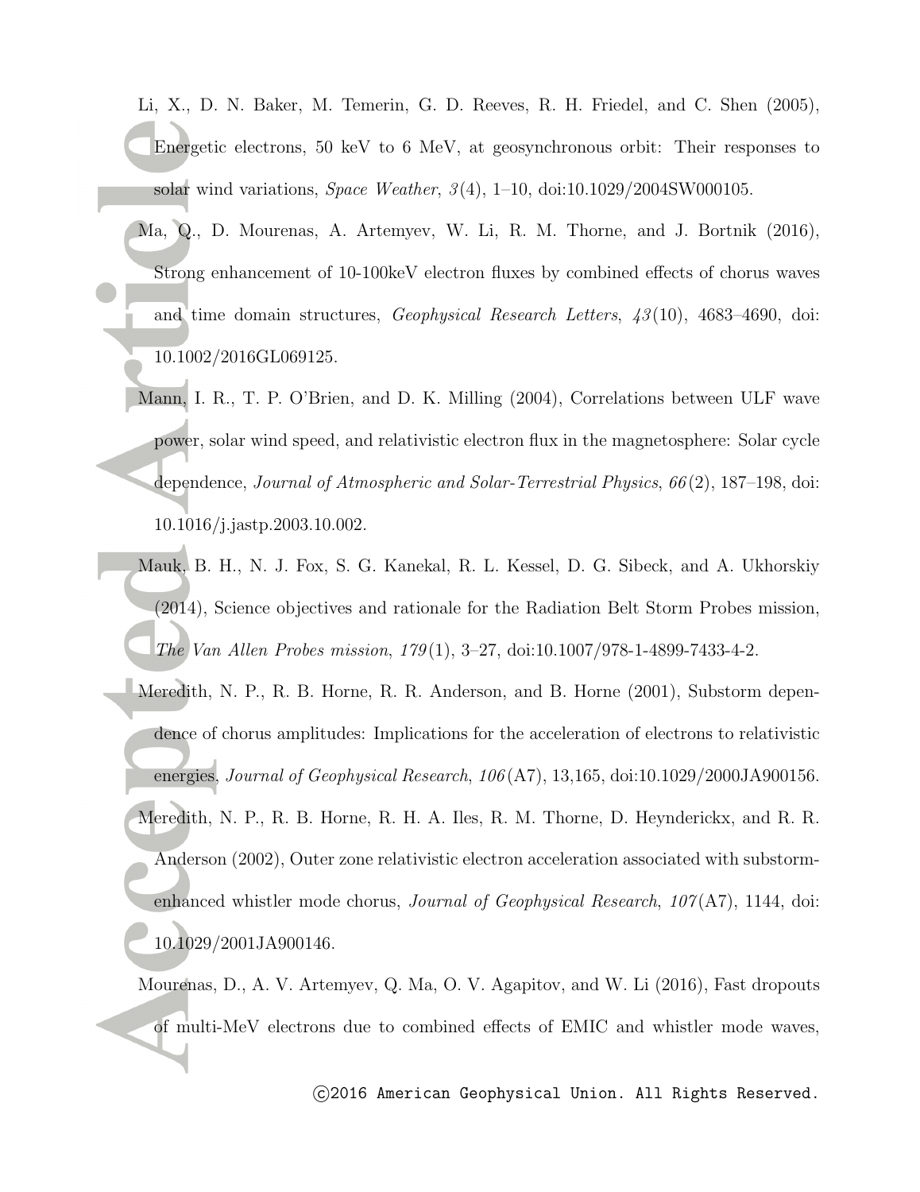Li, X., D. N. Baker, M. Temerin, G. D. Reeves, R. H. Friedel, and C. Shen (2005), Energetic electrons, 50 keV to 6 MeV, at geosynchronous orbit: Their responses to solar wind variations, *Space Weather*, *3*(4), 1–10, doi:10.1029/2004SW000105.

Ma, Q., D. Mourenas, A. Artemyev, W. Li, R. M. Thorne, and J. Bortnik (2016), Strong enhancement of 10-100keV electron fluxes by combined effects of chorus waves and time domain structures, *Geophysical Research Letters*, *43*(10), 4683–4690, doi:10.1002/2016GL069125.

Mann, I. R., T. P. O'Brien, and D. K. Milling (2004), Correlations between ULF wave power, solar wind speed, and relativistic electron flux in the magnetosphere: Solar cycle dependence, *Journal of Atmospheric and Solar-Terrestrial Physics*, *66*(2), 187–198, doi:10.1016/j.jastp.2003.10.002.

Mauk, B. H., N. J. Fox, S. G. Kanekal, R. L. Kessel, D. G. Sibeck, and A. Ukhorskiy (2014), Science objectives and rationale for the Radiation Belt Storm Probes mission, *The Van Allen Probes mission*, *179*(1), 3–27, doi:10.1007/978-1-4899-7433-4-2.

Meredith, N. P., R. B. Horne, R. R. Anderson, and B. Horne (2001), Substorm dependence of chorus amplitudes: Implications for the acceleration of electrons to relativistic energies, *Journal of Geophysical Research*, *106*(A7), 13,165, doi:10.1029/2000JA900156.

Meredith, N. P., R. B. Horne, R. H. A. Iles, R. M. Thorne, D. Heynderickx, and R. R. Anderson (2002), Outer zone relativistic electron acceleration associated with substorm-enhanced whistler mode chorus, *Journal of Geophysical Research*, *107*(A7), 1144, doi:10.1029/2001JA900146.

Mourenas, D., A. V. Artemyev, Q. Ma, O. V. Agapitov, and W. Li (2016), Fast dropouts of multi-MeV electrons due to combined effects of EMIC and whistler mode waves,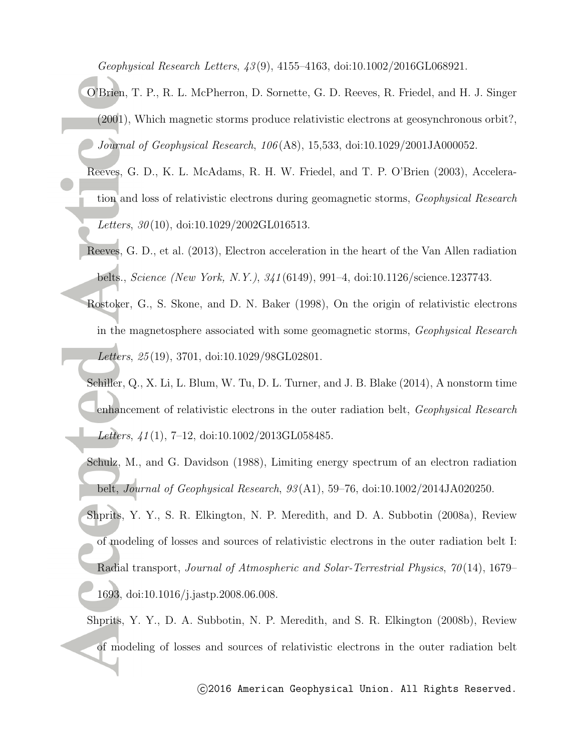*Geophysical Research Letters*, *43*(9), 4155–4163, doi:10.1002/2016GL068921.

O'Brien, T. P., R. L. McPherron, D. Sornette, G. D. Reeves, R. Friedel, and H. J. Singer (2001), Which magnetic storms produce relativistic electrons at geosynchronous orbit?, *Journal of Geophysical Research*, *106*(A8), 15,533, doi:10.1029/2001JA000052.

Reeves, G. D., K. L. McAdams, R. H. W. Friedel, and T. P. O'Brien (2003), Acceleration and loss of relativistic electrons during geomagnetic storms, *Geophysical Research Letters*, *30*(10), doi:10.1029/2002GL016513.

Reeves, G. D., et al. (2013), Electron acceleration in the heart of the Van Allen radiation belts., *Science (New York, N.Y.)*, *341*(6149), 991–4, doi:10.1126/science.1237743.

Rostoker, G., S. Skone, and D. N. Baker (1998), On the origin of relativistic electrons in the magnetosphere associated with some geomagnetic storms, *Geophysical Research Letters*, *25*(19), 3701, doi:10.1029/98GL02801.

Schiller, Q., X. Li, L. Blum, W. Tu, D. L. Turner, and J. B. Blake (2014), A nonstorm time enhancement of relativistic electrons in the outer radiation belt, *Geophysical Research Letters*, *41*(1), 7–12, doi:10.1002/2013GL058485.

Schulz, M., and G. Davidson (1988), Limiting energy spectrum of an electron radiation belt, *Journal of Geophysical Research*, *93*(A1), 59–76, doi:10.1002/2014JA020250.

Shprits, Y. Y., S. R. Elkington, N. P. Meredith, and D. A. Subbotin (2008a), Review of modeling of losses and sources of relativistic electrons in the outer radiation belt I: Radial transport, *Journal of Atmospheric and Solar-Terrestrial Physics*, *70*(14), 1679–1693, doi:10.1016/j.jastp.2008.06.008.

Shprits, Y. Y., D. A. Subbotin, N. P. Meredith, and S. R. Elkington (2008b), Review of modeling of losses and sources of relativistic electrons in the outer radiation belt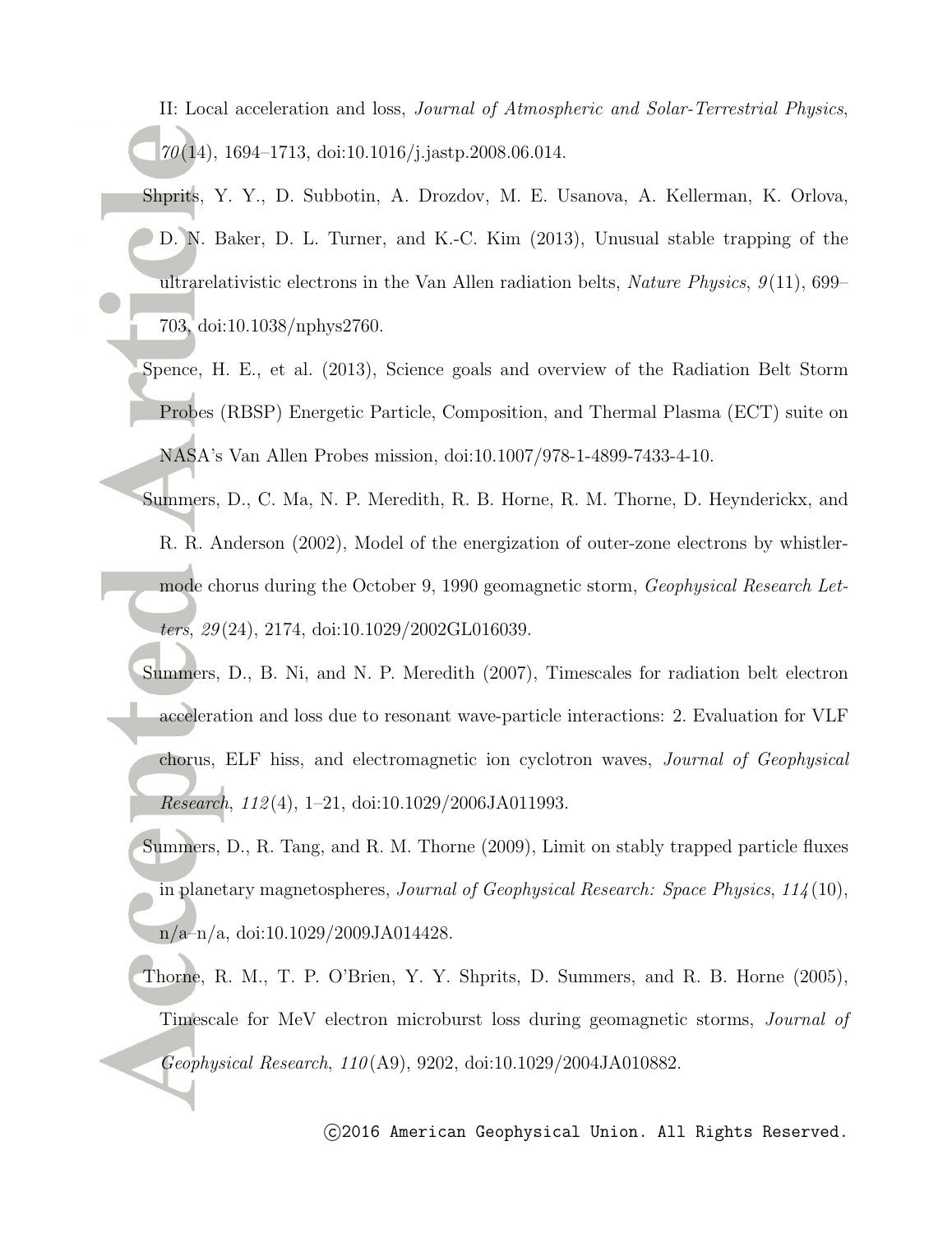II: Local acceleration and loss, *Journal of Atmospheric and Solar-Terrestrial Physics*, *70*(14), 1694–1713, doi:10.1016/j.jastp.2008.06.014.

Shprits, Y. Y., D. Subbotin, A. Drozdov, M. E. Usanova, A. Kellerman, K. Orlova, D. N. Baker, D. L. Turner, and K.-C. Kim (2013), Unusual stable trapping of the ultrarelativistic electrons in the Van Allen radiation belts, *Nature Physics*, *9*(11), 699–703, doi:10.1038/nphys2760.

Spence, H. E., et al. (2013), Science goals and overview of the Radiation Belt Storm Probes (RBSP) Energetic Particle, Composition, and Thermal Plasma (ECT) suite on NASA's Van Allen Probes mission, doi:10.1007/978-1-4899-7433-4-10.

Summers, D., C. Ma, N. P. Meredith, R. B. Horne, R. M. Thorne, D. Heynderickx, and R. R. Anderson (2002), Model of the energization of outer-zone electrons by whistler-mode chorus during the October 9, 1990 geomagnetic storm, *Geophysical Research Letters*, *29*(24), 2174, doi:10.1029/2002GL016039.

Summers, D., B. Ni, and N. P. Meredith (2007), Timescales for radiation belt electron acceleration and loss due to resonant wave-particle interactions: 2. Evaluation for VLF chorus, ELF hiss, and electromagnetic ion cyclotron waves, *Journal of Geophysical Research*, *112*(4), 1–21, doi:10.1029/2006JA011993.

Summers, D., R. Tang, and R. M. Thorne (2009), Limit on stably trapped particle fluxes in planetary magnetospheres, *Journal of Geophysical Research: Space Physics*, *114*(10), n/a–n/a, doi:10.1029/2009JA014428.

Thorne, R. M., T. P. O'Brien, Y. Y. Shprits, D. Summers, and R. B. Horne (2005), Timescale for MeV electron microburst loss during geomagnetic storms, *Journal of Geophysical Research*, *110*(A9), 9202, doi:10.1029/2004JA010882.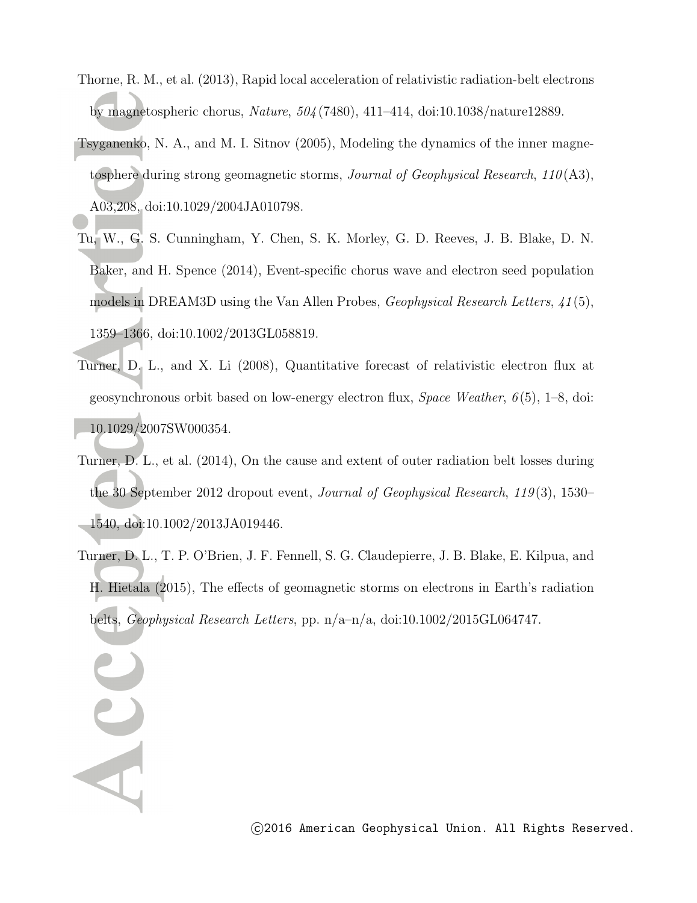Thorne, R. M., et al. (2013), Rapid local acceleration of relativistic radiation-belt electrons by magnetospheric chorus, *Nature*, *504*(7480), 411–414, doi:10.1038/nature12889.

Tsyganenko, N. A., and M. I. Sitnov (2005), Modeling the dynamics of the inner magnetosphere during strong geomagnetic storms, *Journal of Geophysical Research*, *110*(A3), A03,208, doi:10.1029/2004JA010798.

Tu, W., G. S. Cunningham, Y. Chen, S. K. Morley, G. D. Reeves, J. B. Blake, D. N. Baker, and H. Spence (2014), Event-specific chorus wave and electron seed population models in DREAM3D using the Van Allen Probes, *Geophysical Research Letters*, *41*(5), 1359–1366, doi:10.1002/2013GL058819.

Turner, D. L., and X. Li (2008), Quantitative forecast of relativistic electron flux at geosynchronous orbit based on low-energy electron flux, *Space Weather*, *6*(5), 1–8, doi:10.1029/2007SW000354.

Turner, D. L., et al. (2014), On the cause and extent of outer radiation belt losses during the 30 September 2012 dropout event, *Journal of Geophysical Research*, *119*(3), 1530–1540, doi:10.1002/2013JA019446.

Turner, D. L., T. P. O'Brien, J. F. Fennell, S. G. Claudepierre, J. B. Blake, E. Kilpua, and H. Hietala (2015), The effects of geomagnetic storms on electrons in Earth's radiation belts, *Geophysical Research Letters*, pp. n/a–n/a, doi:10.1002/2015GL064747.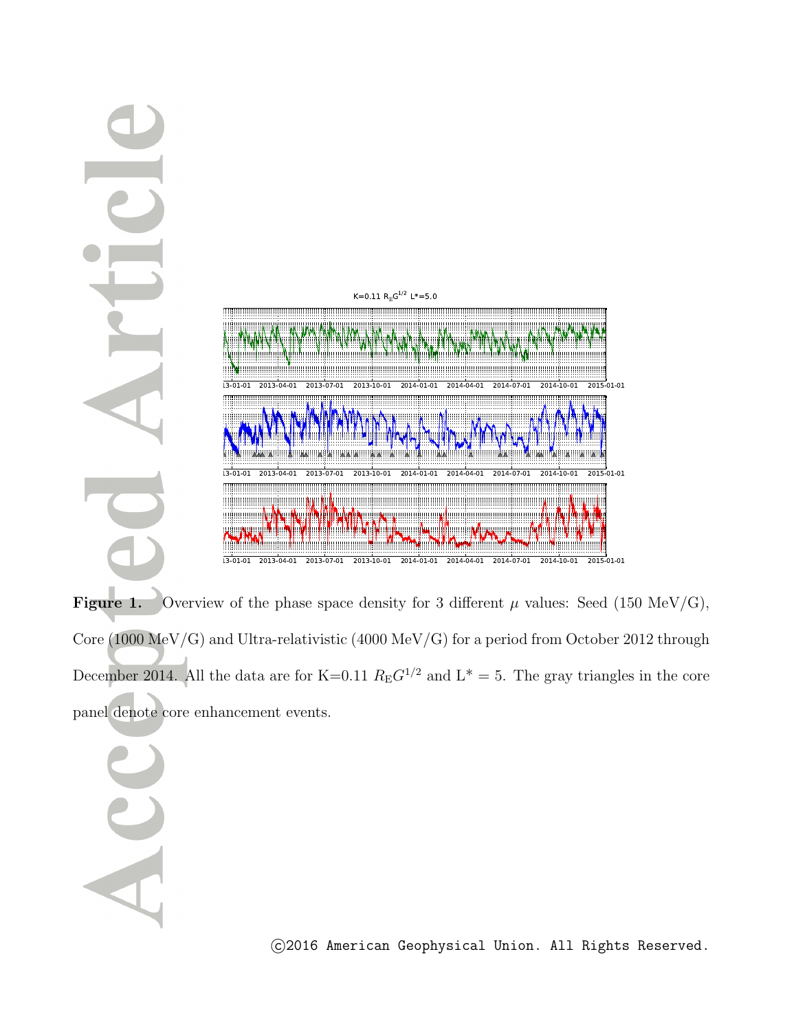**Figure 1.** Overview of the phase space density for 3 different $\mu$ values: Seed (150 MeV/G), Core (1000 MeV/G) and Ultra-relativistic (4000 MeV/G) for a period from October 2012 through December 2014. All the data are for K=0.11 $R_{\mathrm{E}}G^{1/2}$ and L* = 5. The gray triangles in the core panel denote core enhancement events.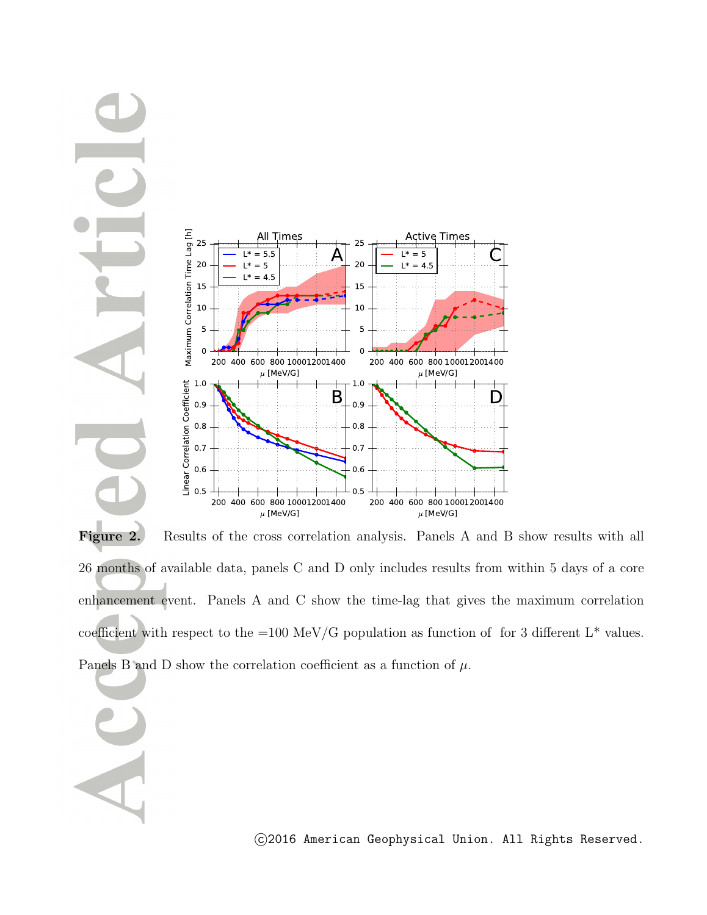**Figure 2.** Results of the cross correlation analysis. Panels A and B show results with all 26 months of available data, panels C and D only includes results from within 5 days of a core enhancement event. Panels A and C show the time-lag that gives the maximum correlation coefficient with respect to the =100 MeV/G population as function of for 3 different L* values. Panels B and D show the correlation coefficient as a function of $\mu$.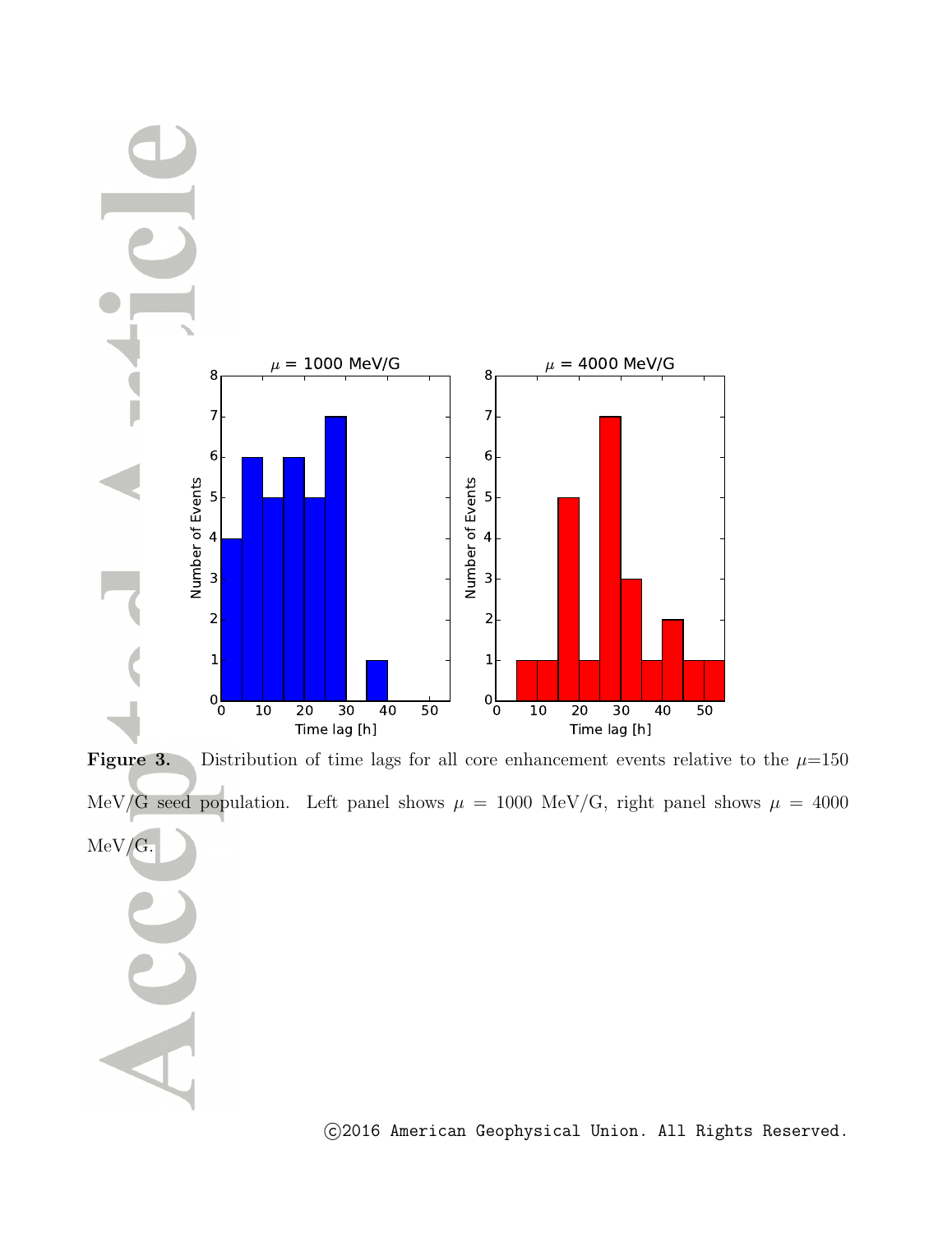**Figure 3.** Distribution of time lags for all core enhancement events relative to the $\mu$=150 MeV/G seed population. Left panel shows $\mu$ = 1000 MeV/G, right panel shows $\mu$ = 4000 MeV/G.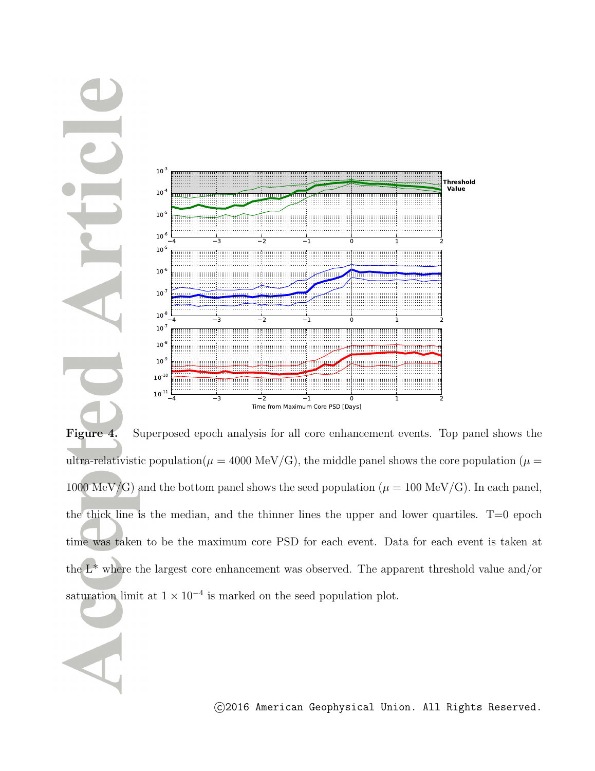**Figure 4.** Superposed epoch analysis for all core enhancement events. Top panel shows the ultra-relativistic population($\mu = 4000$ MeV/G), the middle panel shows the core population ($\mu = 1000$ MeV/G) and the bottom panel shows the seed population ($\mu = 100$ MeV/G). In each panel, the thick line is the median, and the thinner lines the upper and lower quartiles. T=0 epoch time was taken to be the maximum core PSD for each event. Data for each event is taken at the L* where the largest core enhancement was observed. The apparent threshold value and/or saturation limit at $1 \times 10^{-4}$ is marked on the seed population plot.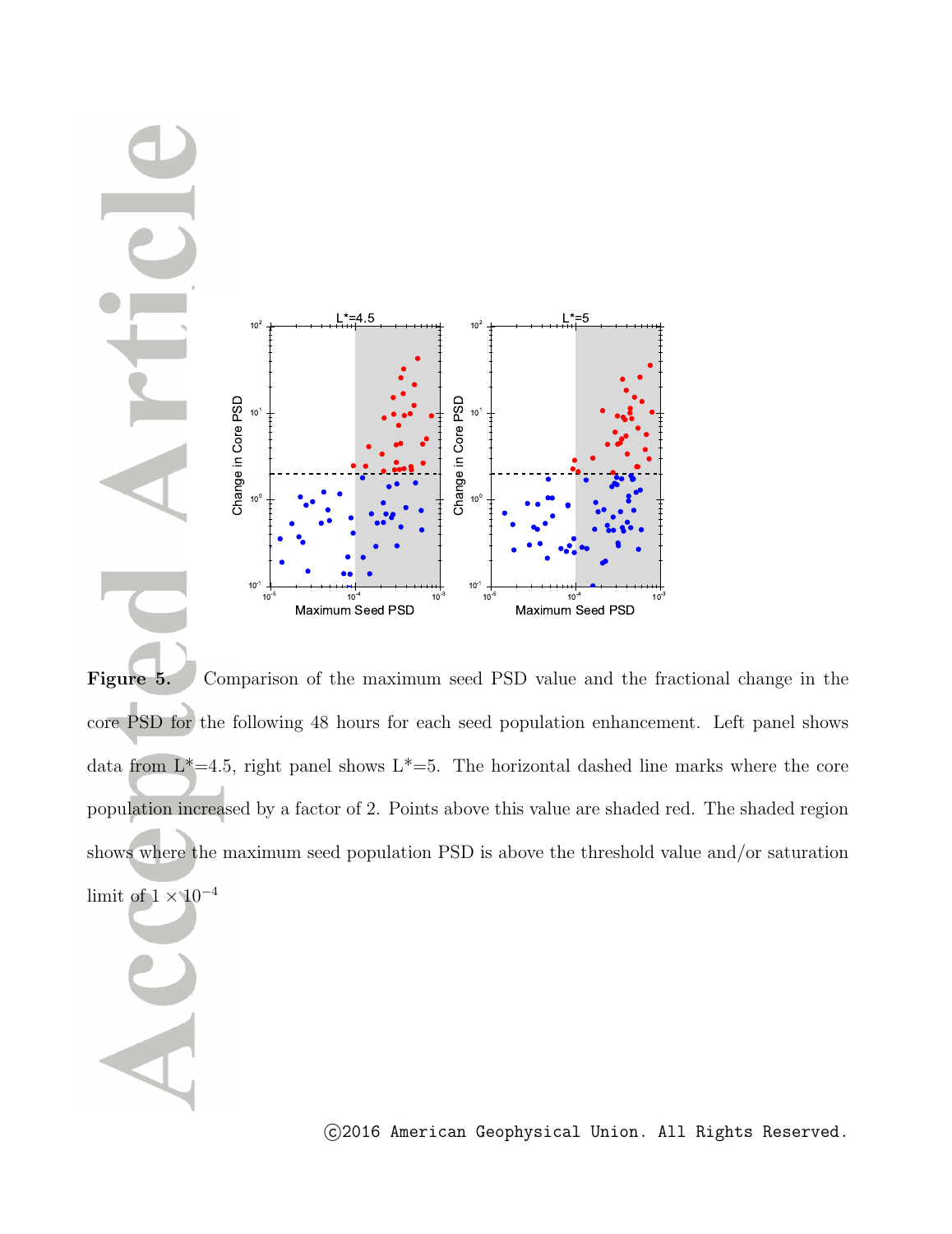**Figure 5.** Comparison of the maximum seed PSD value and the fractional change in the core PSD for the following 48 hours for each seed population enhancement. Left panel shows data from L*=4.5, right panel shows L*=5. The horizontal dashed line marks where the core population increased by a factor of 2. Points above this value are shaded red. The shaded region shows where the maximum seed population PSD is above the threshold value and/or saturation limit of $1 \times 10^{-4}$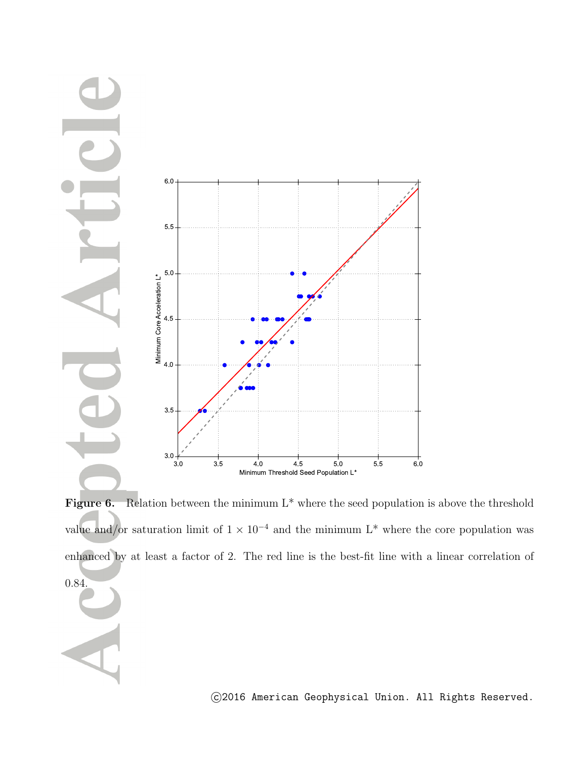**Figure 6.** Relation between the minimum L* where the seed population is above the threshold value and/or saturation limit of $1 \times 10^{-4}$ and the minimum L* where the core population was enhanced by at least a factor of 2. The red line is the best-fit line with a linear correlation of 0.84.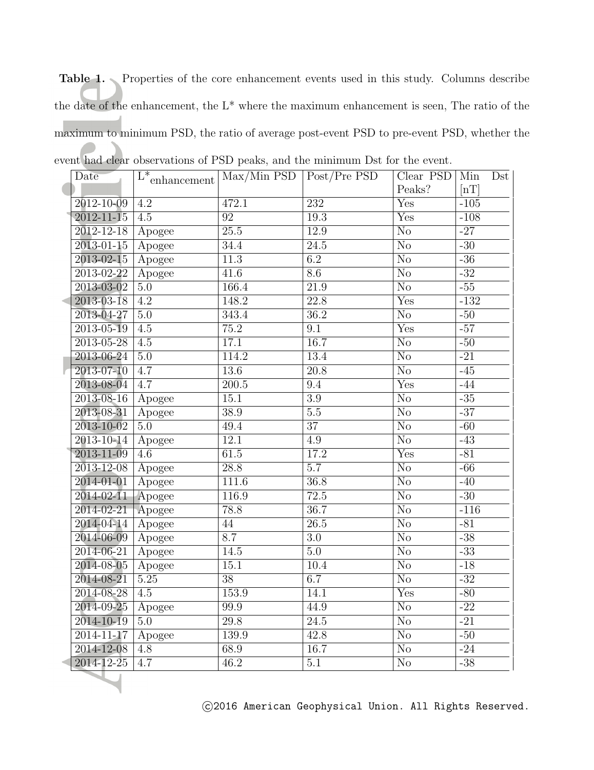**Table 1.** Properties of the core enhancement events used in this study. Columns describe the date of the enhancement, the L* where the maximum enhancement is seen, The ratio of the maximum to minimum PSD, the ratio of average post-event PSD to pre-event PSD, whether the event had clear observations of PSD peaks, and the minimum Dst for the event.

| Date | $L^*_{enhancement}$ | Max/Min PSD | Post/Pre PSD | Clear PSD Peaks? | Min Dst [nT] |
|---|---|---|---|---|---|
| 2012-10-09 | 4.2 | 472.1 | 232 | Yes | -105 |
| 2012-11-15 | 4.5 | 92 | 19.3 | Yes | -108 |
| 2012-12-18 | Apogee | 25.5 | 12.9 | No | -27 |
| 2013-01-15 | Apogee | 34.4 | 24.5 | No | -30 |
| 2013-02-15 | Apogee | 11.3 | 6.2 | No | -36 |
| 2013-02-22 | Apogee | 41.6 | 8.6 | No | -32 |
| 2013-03-02 | 5.0 | 166.4 | 21.9 | No | -55 |
| 2013-03-18 | 4.2 | 148.2 | 22.8 | Yes | -132 |
| 2013-04-27 | 5.0 | 343.4 | 36.2 | No | -50 |
| 2013-05-19 | 4.5 | 75.2 | 9.1 | Yes | -57 |
| 2013-05-28 | 4.5 | 17.1 | 16.7 | No | -50 |
| 2013-06-24 | 5.0 | 114.2 | 13.4 | No | -21 |
| 2013-07-10 | 4.7 | 13.6 | 20.8 | No | -45 |
| 2013-08-04 | 4.7 | 200.5 | 9.4 | Yes | -44 |
| 2013-08-16 | Apogee | 15.1 | 3.9 | No | -35 |
| 2013-08-31 | Apogee | 38.9 | 5.5 | No | -37 |
| 2013-10-02 | 5.0 | 49.4 | 37 | No | -60 |
| 2013-10-14 | Apogee | 12.1 | 4.9 | No | -43 |
| 2013-11-09 | 4.6 | 61.5 | 17.2 | Yes | -81 |
| 2013-12-08 | Apogee | 28.8 | 5.7 | No | -66 |
| 2014-01-01 | Apogee | 111.6 | 36.8 | No | -40 |
| 2014-02-11 | Apogee | 116.9 | 72.5 | No | -30 |
| 2014-02-21 | Apogee | 78.8 | 36.7 | No | -116 |
| 2014-04-14 | Apogee | 44 | 26.5 | No | -81 |
| 2014-06-09 | Apogee | 8.7 | 3.0 | No | -38 |
| 2014-06-21 | Apogee | 14.5 | 5.0 | No | -33 |
| 2014-08-05 | Apogee | 15.1 | 10.4 | No | -18 |
| 2014-08-21 | 5.25 | 38 | 6.7 | No | -32 |
| 2014-08-28 | 4.5 | 153.9 | 14.1 | Yes | -80 |
| 2014-09-25 | Apogee | 99.9 | 44.9 | No | -22 |
| 2014-10-19 | 5.0 | 29.8 | 24.5 | No | -21 |
| 2014-11-17 | Apogee | 139.9 | 42.8 | No | -50 |
| 2014-12-08 | 4.8 | 68.9 | 16.7 | No | -24 |
| 2014-12-25 | 4.7 | 46.2 | 5.1 | No | -38 |

©2016 American Geophysical Union. All Rights Reserved.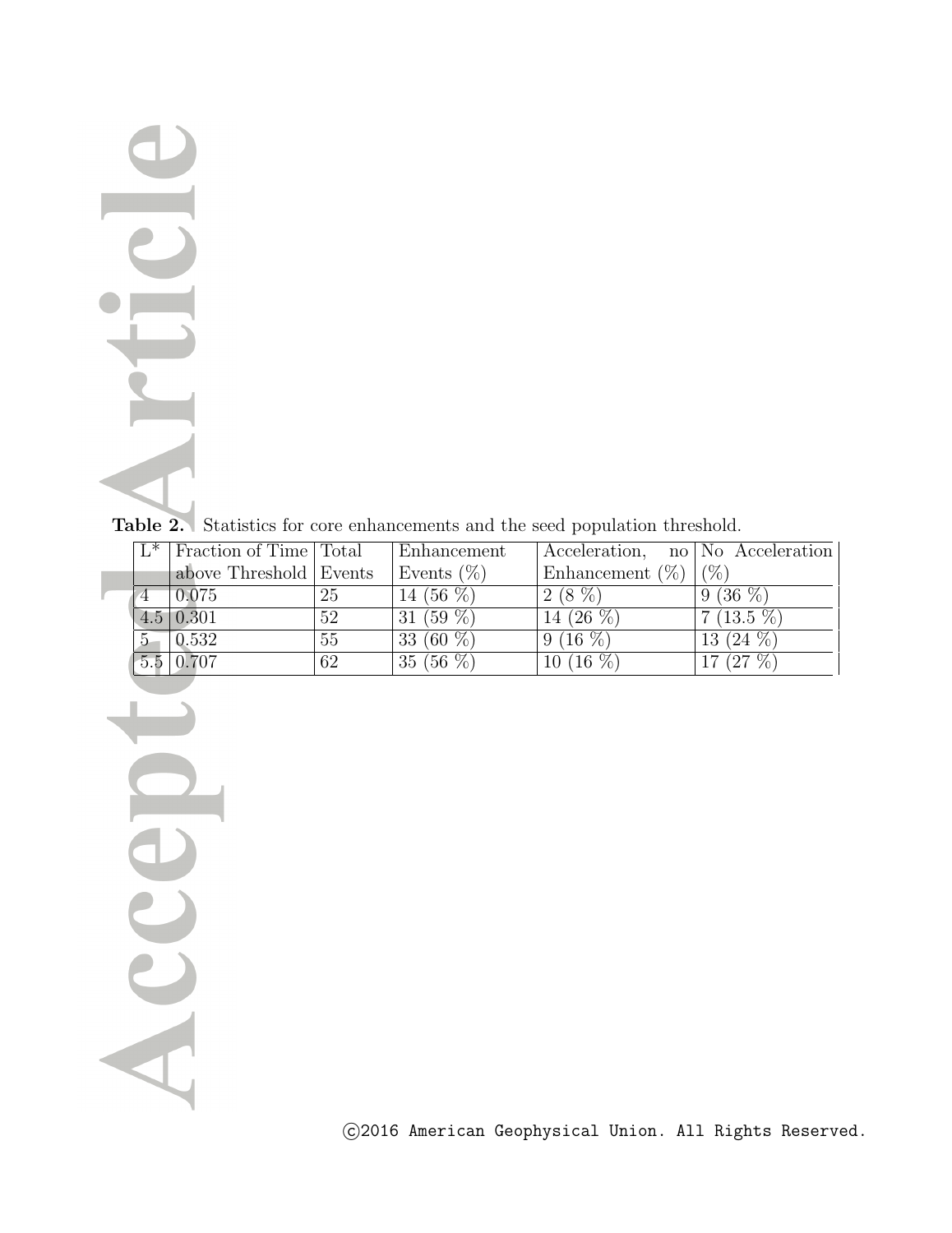**Table 2.** Statistics for core enhancements and the seed population threshold.

| L* | Fraction of Time above Threshold | Total Events | Enhancement Events (%) | Acceleration, no Enhancement (%) | No Acceleration (%) |
|---|---|---|---|---|---|
| 4 | 0.075 | 25 | 14 (56 %) | 2 (8 %) | 9 (36 %) |
| 4.5 | 0.301 | 52 | 31 (59 %) | 14 (26 %) | 7 (13.5 %) |
| 5 | 0.532 | 55 | 33 (60 %) | 9 (16 %) | 13 (24 %) |
| 5.5 | 0.707 | 62 | 35 (56 %) | 10 (16 %) | 17 (27 %) |